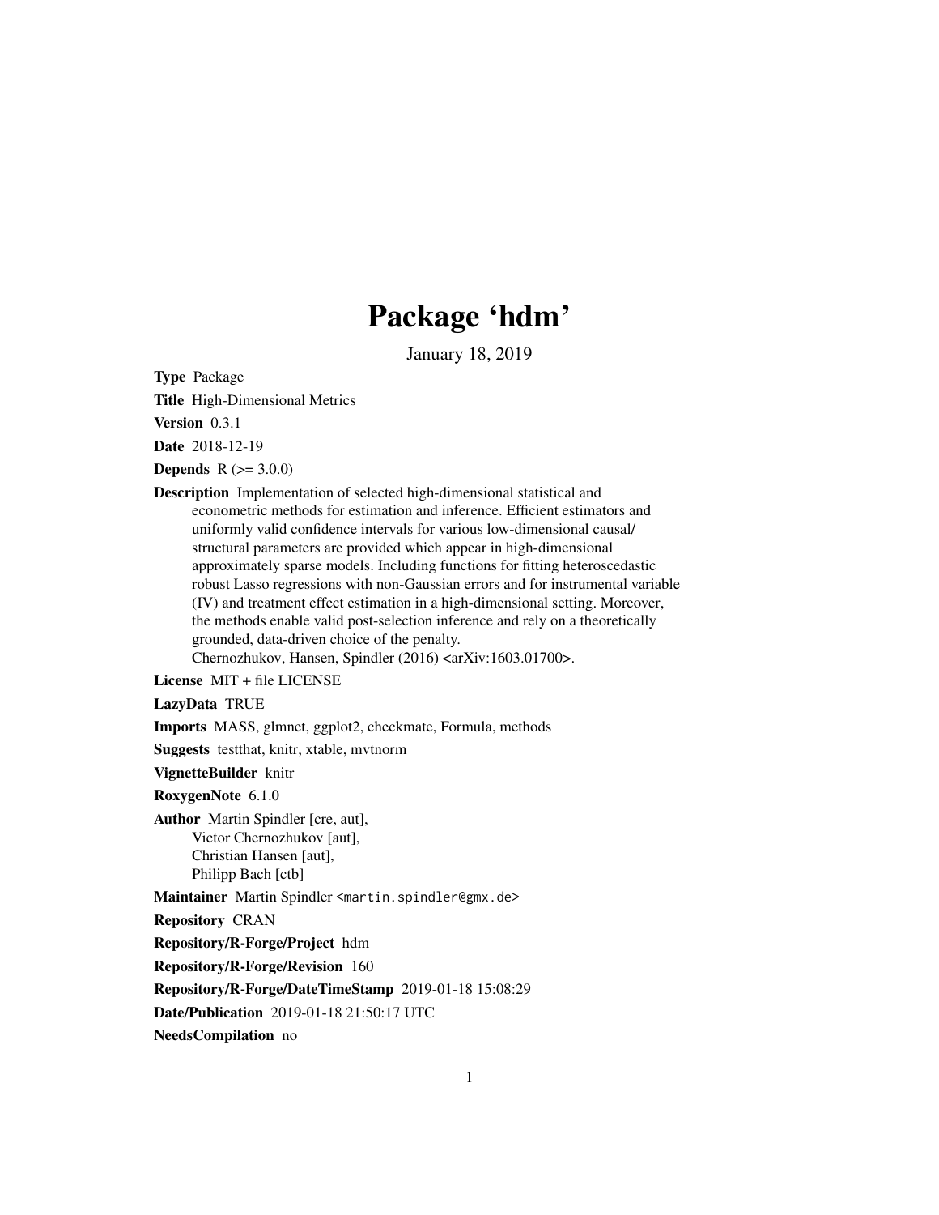# Package 'hdm'

January 18, 2019

**Type** Package

**Title** High-Dimensional Metrics

**Version** 0.3.1

**Date** 2018-12-19

**Depends** R (>= 3.0.0)

**Description** Implementation of selected high-dimensional statistical and econometric methods for estimation and inference. Efficient estimators and uniformly valid confidence intervals for various low-dimensional causal/ structural parameters are provided which appear in high-dimensional approximately sparse models. Including functions for fitting heteroscedastic robust Lasso regressions with non-Gaussian errors and for instrumental variable (IV) and treatment effect estimation in a high-dimensional setting. Moreover, the methods enable valid post-selection inference and rely on a theoretically grounded, data-driven choice of the penalty.
Chernozhukov, Hansen, Spindler (2016) <arXiv:1603.01700>.

**License** MIT + file LICENSE

**LazyData** TRUE

**Imports** MASS, glmnet, ggplot2, checkmate, Formula, methods

**Suggests** testthat, knitr, xtable, mvtnorm

**VignetteBuilder** knitr

**RoxygenNote** 6.1.0

**Author** Martin Spindler [cre, aut],
Victor Chernozhukov [aut],
Christian Hansen [aut],
Philipp Bach [ctb]

**Maintainer** Martin Spindler <martin.spindler@gmx.de>

**Repository** CRAN

**Repository/R-Forge/Project** hdm

**Repository/R-Forge/Revision** 160

**Repository/R-Forge/DateTimeStamp** 2019-01-18 15:08:29

**Date/Publication** 2019-01-18 21:50:17 UTC

**NeedsCompilation** no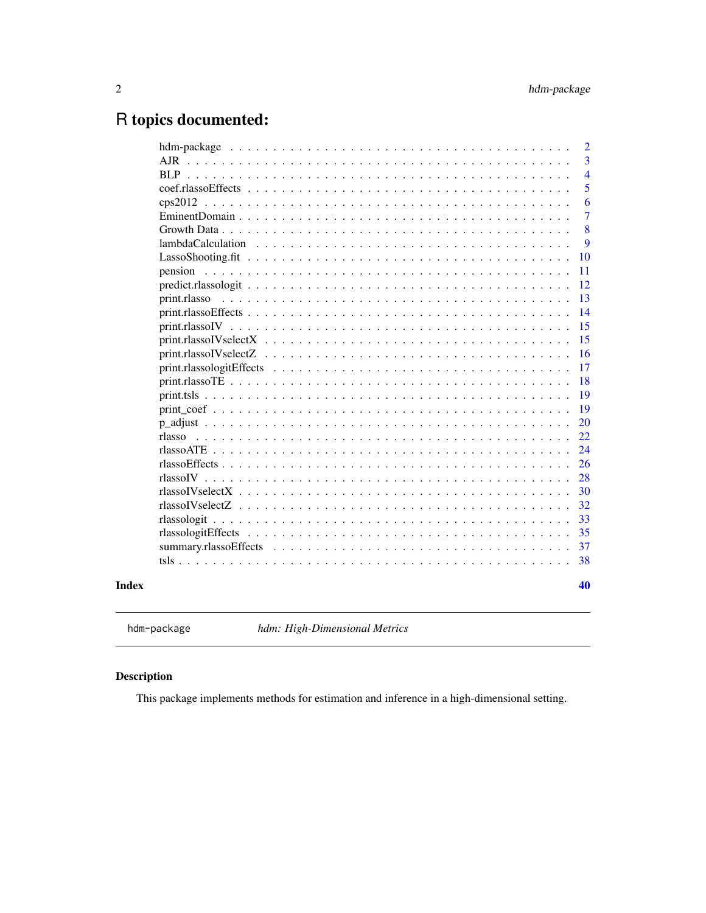# R topics documented:

| | |
|---|---|
| hdm-package | 2 |
| AJR | 3 |
| BLP | 4 |
| coef.rlassoEffects | 5 |
| cps2012 | 6 |
| EminentDomain | 7 |
| Growth Data | 8 |
| lambdaCalculation | 9 |
| LassoShooting.fit | 10 |
| pension | 11 |
| predict.rlassologit | 12 |
| print.rlasso | 13 |
| print.rlassoEffects | 14 |
| print.rlassoIV | 15 |
| print.rlassoIVselectX | 15 |
| print.rlassoIVselectZ | 16 |
| print.rlassologitEffects | 17 |
| print.rlassoTE | 18 |
| print.tsls | 19 |
| print_coef | 19 |
| p_adjust | 20 |
| rlasso | 22 |
| rlassoATE | 24 |
| rlassoEffects | 26 |
| rlassoIV | 28 |
| rlassoIVselectX | 30 |
| rlassoIVselectZ | 32 |
| rlassologit | 33 |
| rlassologitEffects | 35 |
| summary.rlassoEffects | 37 |
| tsls | 38 |

**Index** **40**

---

`hdm-package` *hdm: High-Dimensional Metrics*

---

### Description

This package implements methods for estimation and inference in a high-dimensional setting.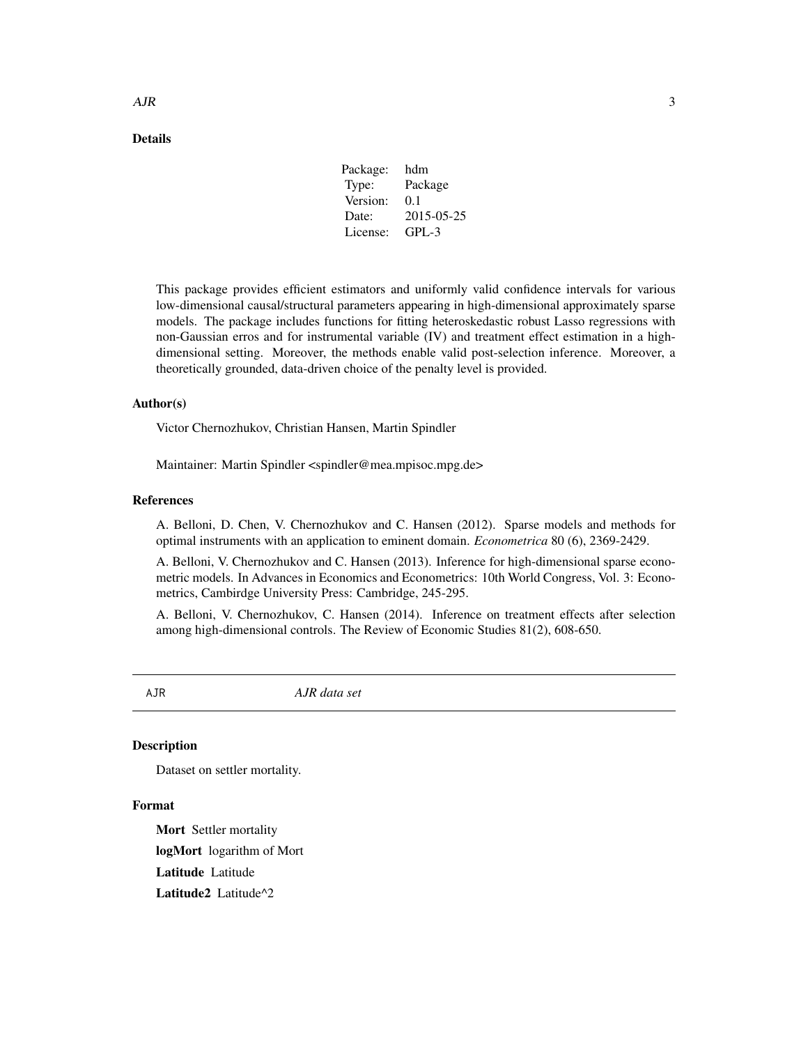### Details

| Package: | hdm |
|---|---|
| Type: | Package |
| Version: | 0.1 |
| Date: | 2015-05-25 |
| License: | GPL-3 |

This package provides efficient estimators and uniformly valid confidence intervals for various low-dimensional causal/structural parameters appearing in high-dimensional approximately sparse models. The package includes functions for fitting heteroskedastic robust Lasso regressions with non-Gaussian erros and for instrumental variable (IV) and treatment effect estimation in a high-dimensional setting. Moreover, the methods enable valid post-selection inference. Moreover, a theoretically grounded, data-driven choice of the penalty level is provided.

### Author(s)

Victor Chernozhukov, Christian Hansen, Martin Spindler

Maintainer: Martin Spindler <spindler@mea.mpisoc.mpg.de>

### References

A. Belloni, D. Chen, V. Chernozhukov and C. Hansen (2012). Sparse models and methods for optimal instruments with an application to eminent domain. *Econometrica* 80 (6), 2369-2429.

A. Belloni, V. Chernozhukov and C. Hansen (2013). Inference for high-dimensional sparse econometric models. In Advances in Economics and Econometrics: 10th World Congress, Vol. 3: Econometrics, Cambirdge University Press: Cambridge, 245-295.

A. Belloni, V. Chernozhukov, C. Hansen (2014). Inference on treatment effects after selection among high-dimensional controls. The Review of Economic Studies 81(2), 608-650.

---

## AJR — *AJR data set*

---

### Description

Dataset on settler mortality.

### Format

**Mort** Settler mortality

**logMort** logarithm of Mort

**Latitude** Latitude

**Latitude2** Latitude^2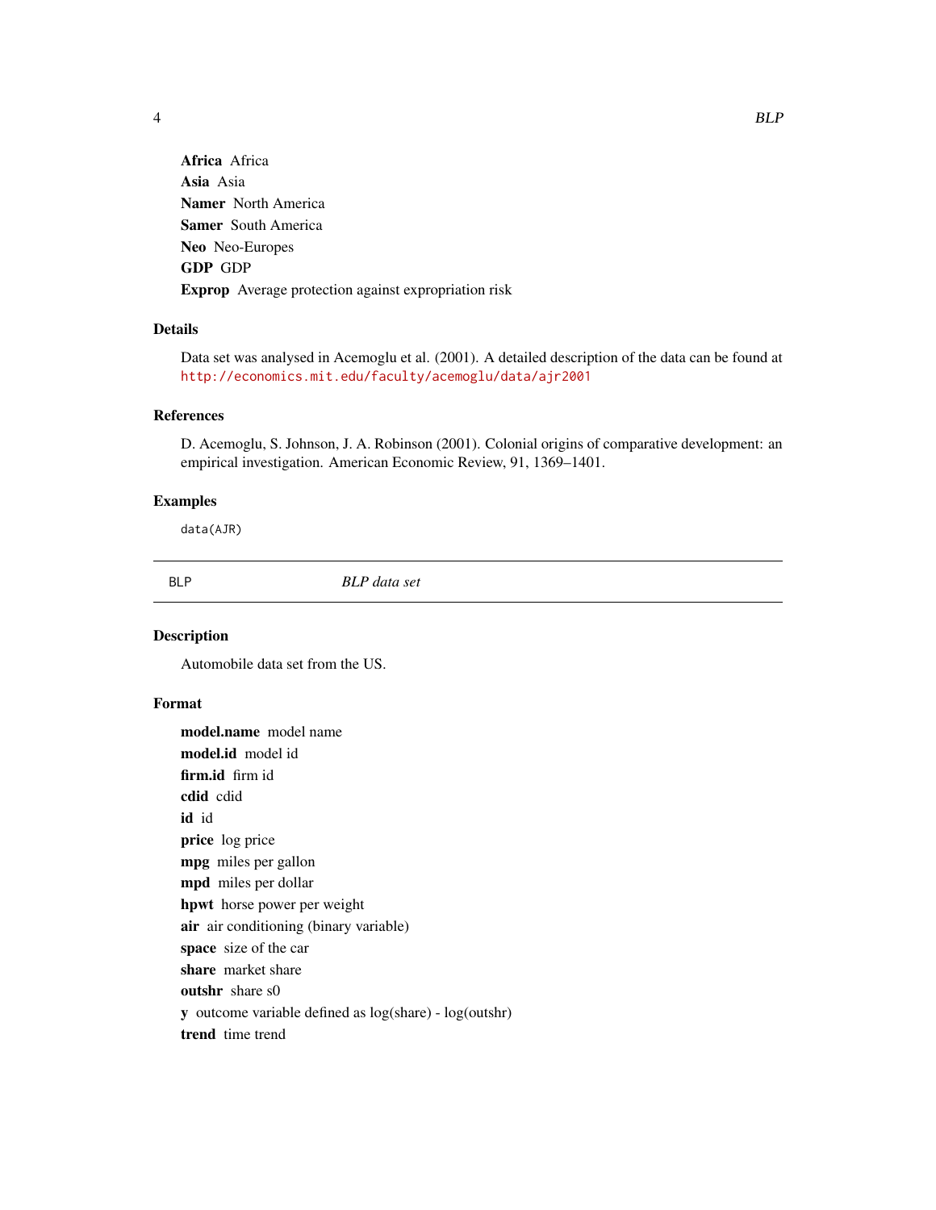**Africa** Africa

**Asia** Asia

**Namer** North America

**Samer** South America

**Neo** Neo-Europes

**GDP** GDP

**Exprop** Average protection against expropriation risk

### Details

Data set was analysed in Acemoglu et al. (2001). A detailed description of the data can be found at http://economics.mit.edu/faculty/acemoglu/data/ajr2001

### References

D. Acemoglu, S. Johnson, J. A. Robinson (2001). Colonial origins of comparative development: an empirical investigation. American Economic Review, 91, 1369–1401.

### Examples

```
data(AJR)
```

---

## BLP *BLP data set*

---

### Description

Automobile data set from the US.

### Format

**model.name** model name

**model.id** model id

**firm.id** firm id

**cdid** cdid

**id** id

**price** log price

**mpg** miles per gallon

**mpd** miles per dollar

**hpwt** horse power per weight

**air** air conditioning (binary variable)

**space** size of the car

**share** market share

**outshr** share s0

**y** outcome variable defined as log(share) - log(outshr)

**trend** time trend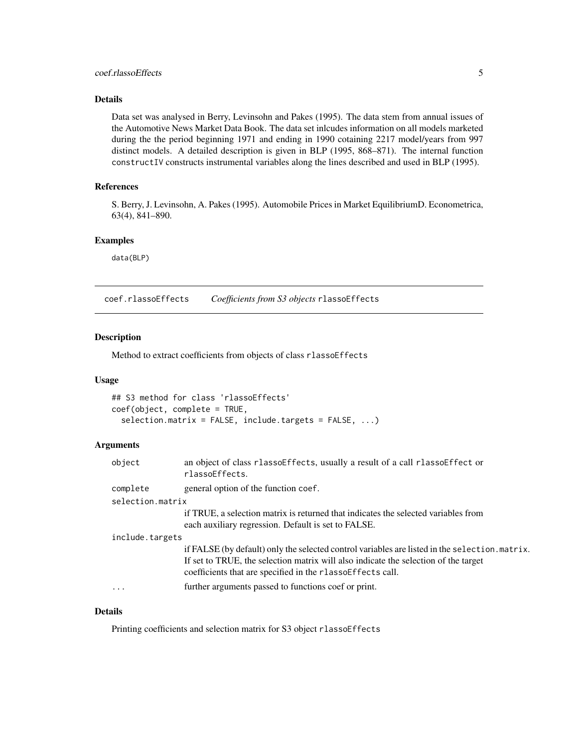### Details

Data set was analysed in Berry, Levinsohn and Pakes (1995). The data stem from annual issues of the Automotive News Market Data Book. The data set inlcudes information on all models marketed during the the period beginning 1971 and ending in 1990 cotaining 2217 model/years from 997 distinct models. A detailed description is given in BLP (1995, 868–871). The internal function `constructIV` constructs instrumental variables along the lines described and used in BLP (1995).

### References

S. Berry, J. Levinsohn, A. Pakes (1995). Automobile Prices in Market EquilibriumD. Econometrica, 63(4), 841–890.

### Examples

```
data(BLP)
```

---

## coef.rlassoEffects    *Coefficients from S3 objects* `rlassoEffects`

### Description

Method to extract coefficients from objects of class `rlassoEffects`

### Usage

```
## S3 method for class 'rlassoEffects'
coef(object, complete = TRUE,
  selection.matrix = FALSE, include.targets = FALSE, ...)
```

### Arguments

| | |
|---|---|
| `object` | an object of class `rlassoEffects`, usually a result of a call `rlassoEffect` or `rlassoEffects`. |
| `complete` | general option of the function `coef`. |
| `selection.matrix` | if TRUE, a selection matrix is returned that indicates the selected variables from each auxiliary regression. Default is set to FALSE. |
| `include.targets` | if FALSE (by default) only the selected control variables are listed in the `selection.matrix`. If set to TRUE, the selection matrix will also indicate the selection of the target coefficients that are specified in the `rlassoEffects` call. |
| `...` | further arguments passed to functions coef or print. |

### Details

Printing coefficients and selection matrix for S3 object `rlassoEffects`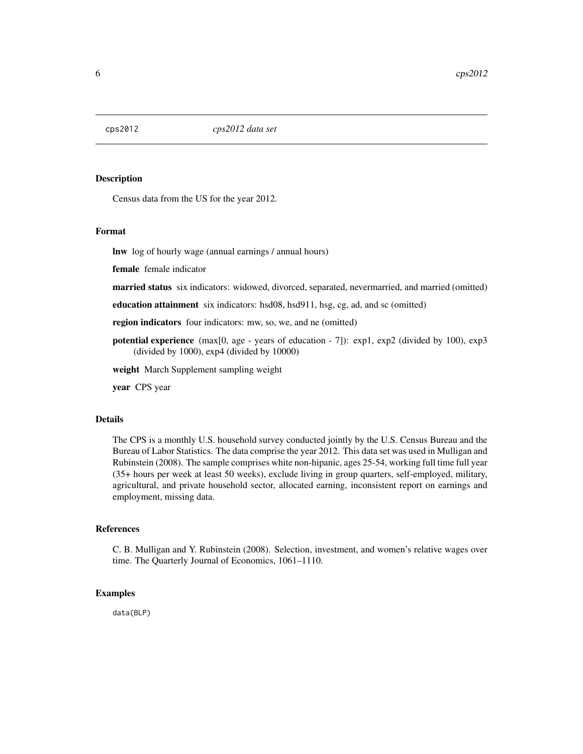cps2012 *cps2012 data set*

## Description

Census data from the US for the year 2012.

## Format

**lnw** log of hourly wage (annual earnings / annual hours)

**female** female indicator

**married status** six indicators: widowed, divorced, separated, nevermarried, and married (omitted)

**education attainment** six indicators: hsd08, hsd911, hsg, cg, ad, and sc (omitted)

**region indicators** four indicators: mw, so, we, and ne (omitted)

**potential experience** (max[0, age - years of education - 7]): exp1, exp2 (divided by 100), exp3 (divided by 1000), exp4 (divided by 10000)

**weight** March Supplement sampling weight

**year** CPS year

## Details

The CPS is a monthly U.S. household survey conducted jointly by the U.S. Census Bureau and the Bureau of Labor Statistics. The data comprise the year 2012. This data set was used in Mulligan and Rubinstein (2008). The sample comprises white non-hipanic, ages 25-54, working full time full year (35+ hours per week at least 50 weeks), exclude living in group quarters, self-employed, military, agricultural, and private household sector, allocated earning, inconsistent report on earnings and employment, missing data.

## References

C. B. Mulligan and Y. Rubinstein (2008). Selection, investment, and women's relative wages over time. The Quarterly Journal of Economics, 1061–1110.

## Examples

```
data(BLP)
```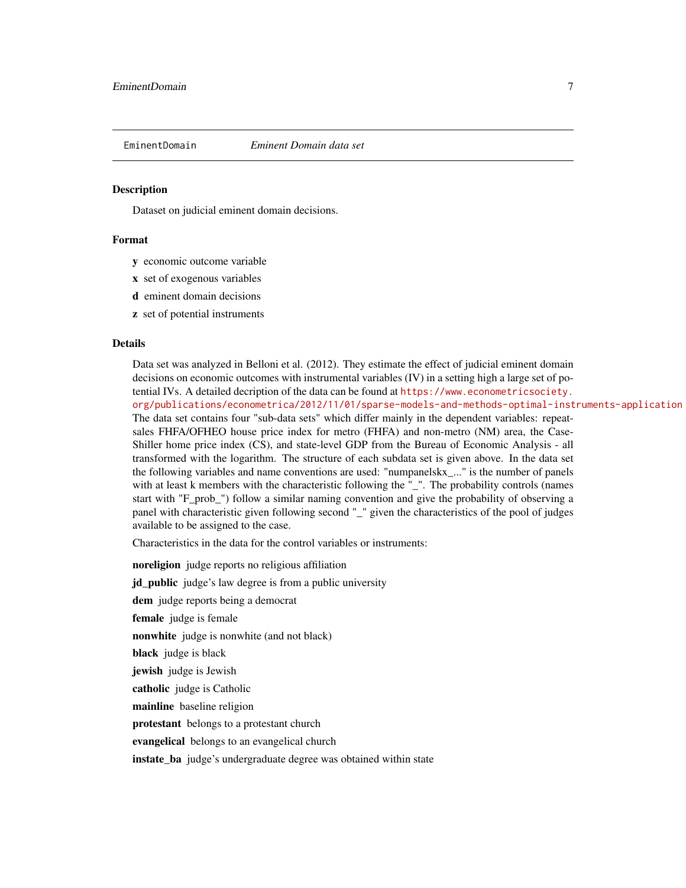EminentDomain    *Eminent Domain data set*

### Description

Dataset on judicial eminent domain decisions.

### Format

**y** economic outcome variable

**x** set of exogenous variables

**d** eminent domain decisions

**z** set of potential instruments

### Details

Data set was analyzed in Belloni et al. (2012). They estimate the effect of judicial eminent domain decisions on economic outcomes with instrumental variables (IV) in a setting high a large set of potential IVs. A detailed decription of the data can be found at https://www.econometricsociety.org/publications/econometrica/2012/11/01/sparse-models-and-methods-optimal-instruments-application The data set contains four "sub-data sets" which differ mainly in the dependent variables: repeat-sales FHFA/OFHEO house price index for metro (FHFA) and non-metro (NM) area, the Case-Shiller home price index (CS), and state-level GDP from the Bureau of Economic Analysis - all transformed with the logarithm. The structure of each subdata set is given above. In the data set the following variables and name conventions are used: "numpanelskx_..." is the number of panels with at least k members with the characteristic following the "_". The probability controls (names start with "F_prob_") follow a similar naming convention and give the probability of observing a panel with characteristic given following second "_" given the characteristics of the pool of judges available to be assigned to the case.

Characteristics in the data for the control variables or instruments:

**noreligion** judge reports no religious affiliation

**jd_public** judge's law degree is from a public university

**dem** judge reports being a democrat

**female** judge is female

**nonwhite** judge is nonwhite (and not black)

**black** judge is black

**jewish** judge is Jewish

**catholic** judge is Catholic

**mainline** baseline religion

**protestant** belongs to a protestant church

**evangelical** belongs to an evangelical church

**instate_ba** judge's undergraduate degree was obtained within state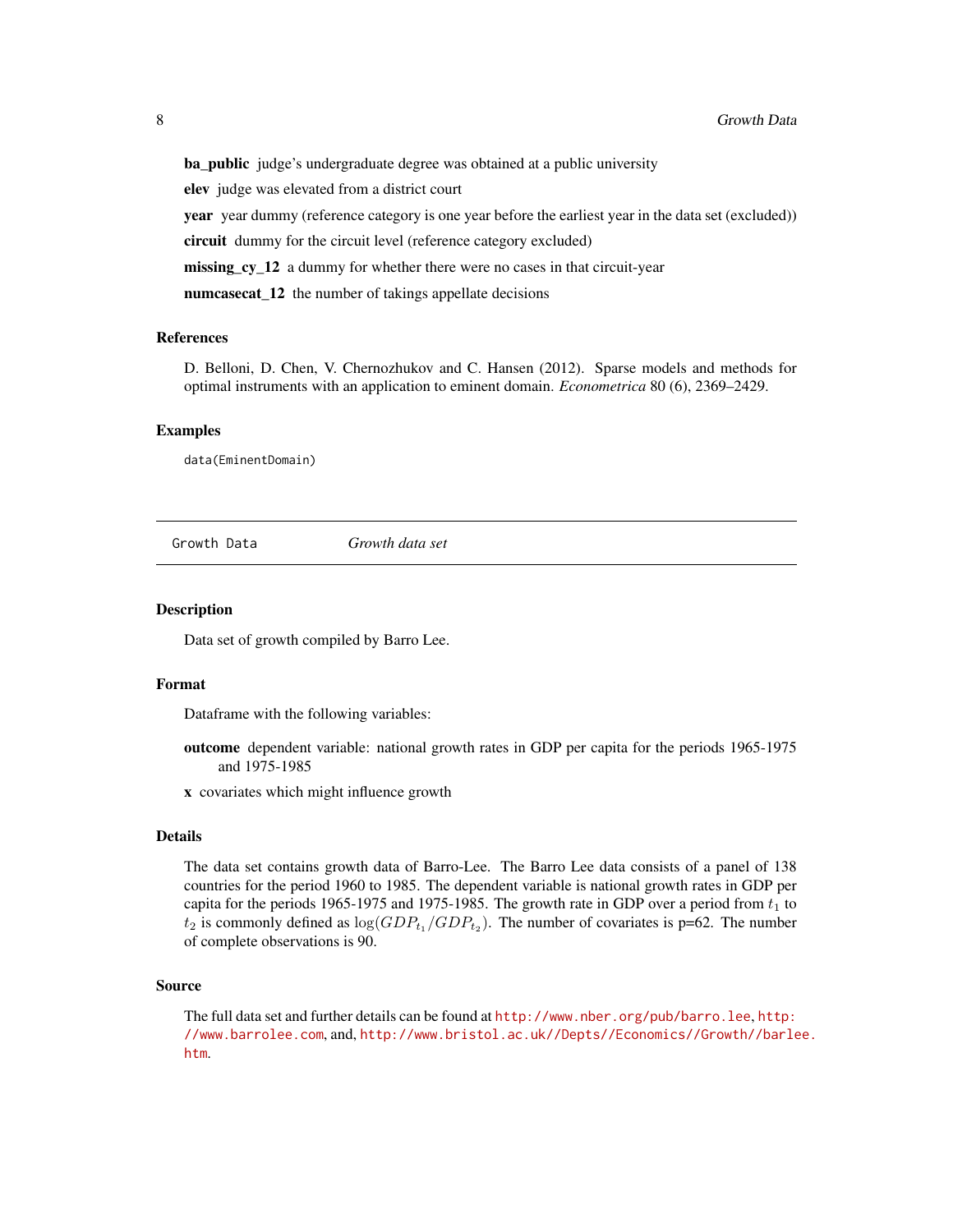**ba_public** judge's undergraduate degree was obtained at a public university

**elev** judge was elevated from a district court

**year** year dummy (reference category is one year before the earliest year in the data set (excluded))

**circuit** dummy for the circuit level (reference category excluded)

**missing_cy_12** a dummy for whether there were no cases in that circuit-year

**numcasecat_12** the number of takings appellate decisions

### References

D. Belloni, D. Chen, V. Chernozhukov and C. Hansen (2012). Sparse models and methods for optimal instruments with an application to eminent domain. *Econometrica* 80 (6), 2369–2429.

### Examples

```
data(EminentDomain)
```

---

## Growth Data *Growth data set*

---

### Description

Data set of growth compiled by Barro Lee.

### Format

Dataframe with the following variables:

**outcome** dependent variable: national growth rates in GDP per capita for the periods 1965-1975 and 1975-1985

**x** covariates which might influence growth

### Details

The data set contains growth data of Barro-Lee. The Barro Lee data consists of a panel of 138 countries for the period 1960 to 1985. The dependent variable is national growth rates in GDP per capita for the periods 1965-1975 and 1975-1985. The growth rate in GDP over a period from $t_1$ to $t_2$ is commonly defined as $\log(GDP_{t_1}/GDP_{t_2})$. The number of covariates is p=62. The number of complete observations is 90.

### Source

The full data set and further details can be found at http://www.nber.org/pub/barro.lee, http://www.barrolee.com, and, http://www.bristol.ac.uk//Depts//Economics//Growth//barlee.htm.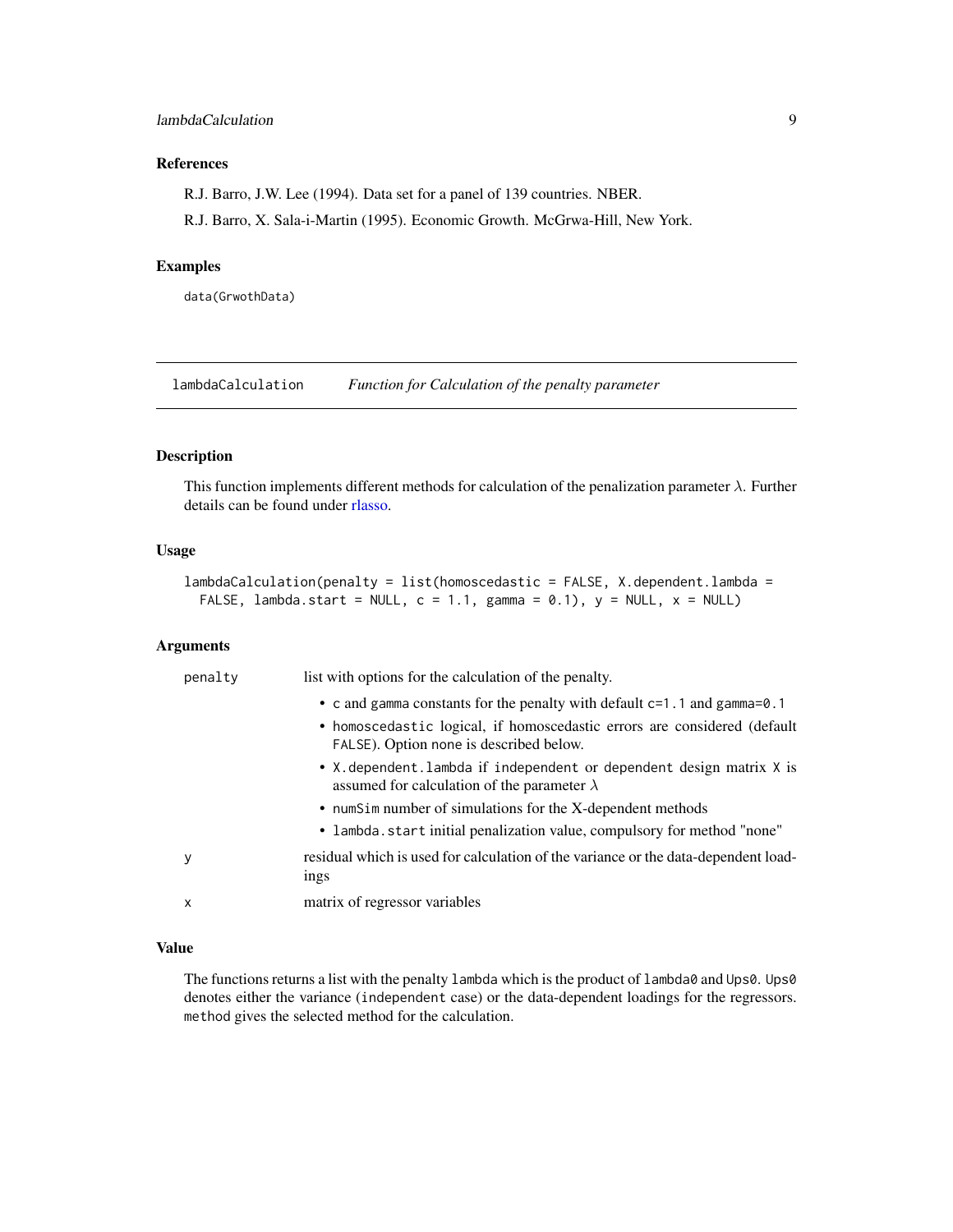## References

R.J. Barro, J.W. Lee (1994). Data set for a panel of 139 countries. NBER.

R.J. Barro, X. Sala-i-Martin (1995). Economic Growth. McGrwa-Hill, New York.

## Examples

```
data(GrwothData)
```

---

# lambdaCalculation — *Function for Calculation of the penalty parameter*

---

## Description

This function implements different methods for calculation of the penalization parameter $\lambda$. Further details can be found under rlasso.

## Usage

```
lambdaCalculation(penalty = list(homoscedastic = FALSE, X.dependent.lambda =
  FALSE, lambda.start = NULL, c = 1.1, gamma = 0.1), y = NULL, x = NULL)
```

## Arguments

| | |
|---|---|
| `penalty` | list with options for the calculation of the penalty.<br>• `c` and `gamma` constants for the penalty with default `c=1.1` and `gamma=0.1`<br>• `homoscedastic` logical, if homoscedastic errors are considered (default `FALSE`). Option `none` is described below.<br>• `X.dependent.lambda` if `independent` or `dependent` design matrix `X` is assumed for calculation of the parameter $\lambda$<br>• `numSim` number of simulations for the X-dependent methods<br>• `lambda.start` initial penalization value, compulsory for method "none" |
| `y` | residual which is used for calculation of the variance or the data-dependent loadings |
| `x` | matrix of regressor variables |

## Value

The functions returns a list with the penalty `lambda` which is the product of `lambda0` and `Ups0`. `Ups0` denotes either the variance (`independent` case) or the data-dependent loadings for the regressors. `method` gives the selected method for the calculation.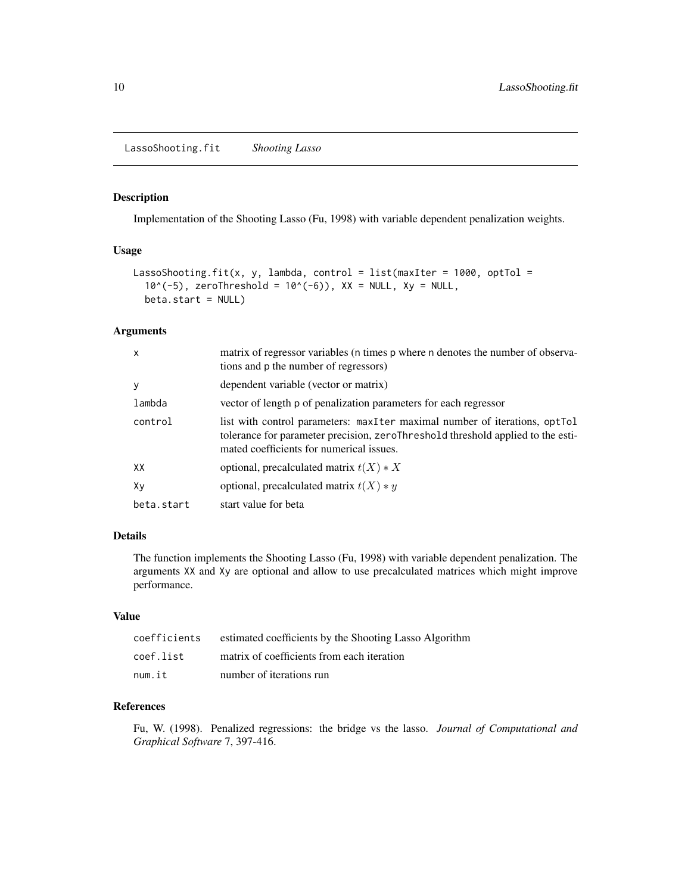# LassoShooting.fit *Shooting Lasso*

## Description

Implementation of the Shooting Lasso (Fu, 1998) with variable dependent penalization weights.

## Usage

```
LassoShooting.fit(x, y, lambda, control = list(maxIter = 1000, optTol =
  10^(-5), zeroThreshold = 10^(-6)), XX = NULL, Xy = NULL,
  beta.start = NULL)
```

## Arguments

| | |
|---|---|
| x | matrix of regressor variables (n times p where n denotes the number of observations and p the number of regressors) |
| y | dependent variable (vector or matrix) |
| lambda | vector of length p of penalization parameters for each regressor |
| control | list with control parameters: maxIter maximal number of iterations, optTol tolerance for parameter precision, zeroThreshold threshold applied to the estimated coefficients for numerical issues. |
| XX | optional, precalculated matrix $t(X) * X$ |
| Xy | optional, precalculated matrix $t(X) * y$ |
| beta.start | start value for beta |

## Details

The function implements the Shooting Lasso (Fu, 1998) with variable dependent penalization. The arguments XX and Xy are optional and allow to use precalculated matrices which might improve performance.

## Value

| | |
|---|---|
| coefficients | estimated coefficients by the Shooting Lasso Algorithm |
| coef.list | matrix of coefficients from each iteration |
| num.it | number of iterations run |

## References

Fu, W. (1998). Penalized regressions: the bridge vs the lasso. *Journal of Computational and Graphical Software* 7, 397-416.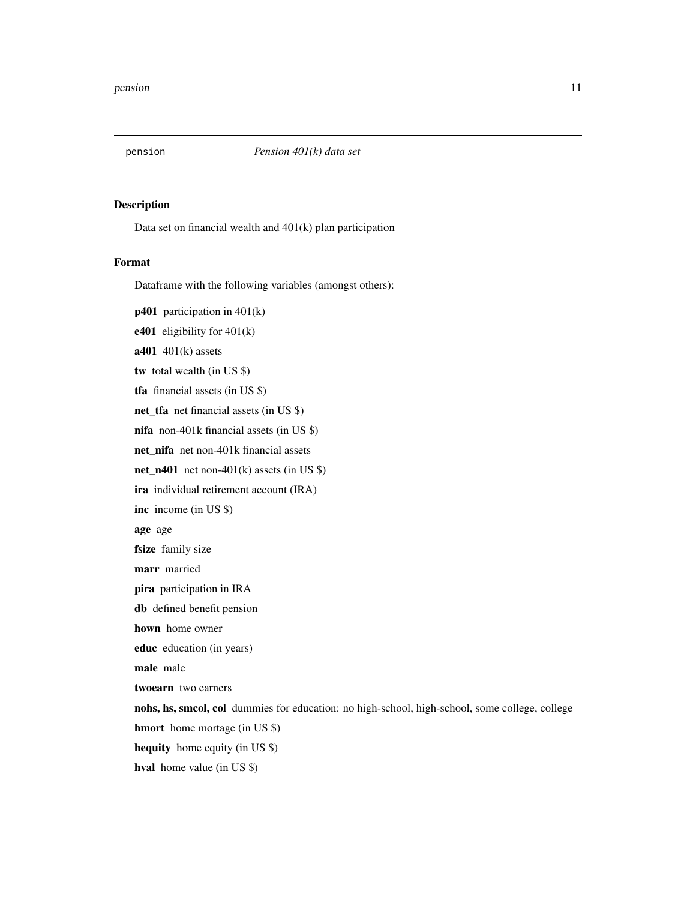`pension` *Pension 401(k) data set*

## Description

Data set on financial wealth and 401(k) plan participation

## Format

Dataframe with the following variables (amongst others):

**p401** participation in 401(k)

**e401** eligibility for 401(k)

**a401** 401(k) assets

**tw** total wealth (in US $)

**tfa** financial assets (in US $)

**net_tfa** net financial assets (in US $)

**nifa** non-401k financial assets (in US $)

**net_nifa** net non-401k financial assets

**net_n401** net non-401(k) assets (in US $)

**ira** individual retirement account (IRA)

**inc** income (in US $)

**age** age

**fsize** family size

**marr** married

**pira** participation in IRA

**db** defined benefit pension

**hown** home owner

**educ** education (in years)

**male** male

**twoearn** two earners

**nohs, hs, smcol, col** dummies for education: no high-school, high-school, some college, college

**hmort** home mortage (in US $)

**hequity** home equity (in US $)

**hval** home value (in US $)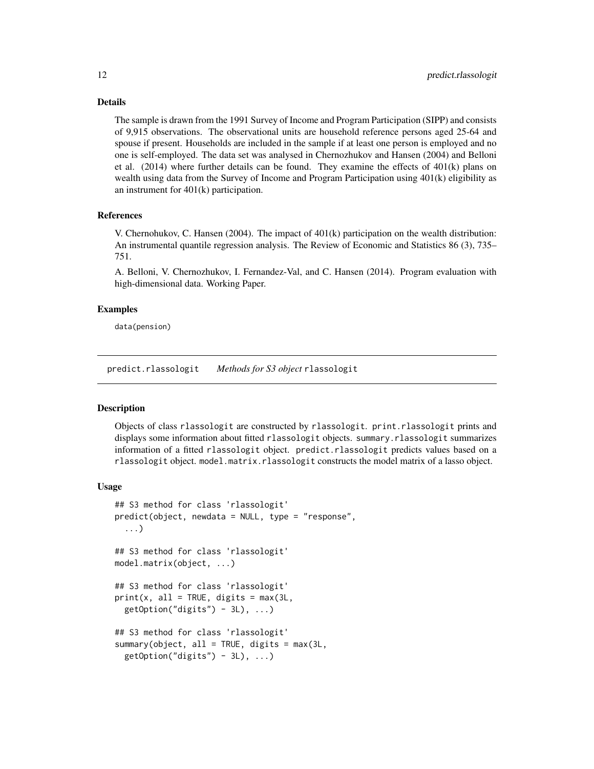### Details

The sample is drawn from the 1991 Survey of Income and Program Participation (SIPP) and consists of 9,915 observations. The observational units are household reference persons aged 25-64 and spouse if present. Households are included in the sample if at least one person is employed and no one is self-employed. The data set was analysed in Chernozhukov and Hansen (2004) and Belloni et al. (2014) where further details can be found. They examine the effects of 401(k) plans on wealth using data from the Survey of Income and Program Participation using 401(k) eligibility as an instrument for 401(k) participation.

### References

V. Chernohukov, C. Hansen (2004). The impact of 401(k) participation on the wealth distribution: An instrumental quantile regression analysis. The Review of Economic and Statistics 86 (3), 735–751.

A. Belloni, V. Chernozhukov, I. Fernandez-Val, and C. Hansen (2014). Program evaluation with high-dimensional data. Working Paper.

### Examples

```
data(pension)
```

---

## predict.rlassologit    *Methods for S3 object* `rlassologit`

---

### Description

Objects of class `rlassologit` are constructed by `rlassologit`. `print.rlassologit` prints and displays some information about fitted `rlassologit` objects. `summary.rlassologit` summarizes information of a fitted `rlassologit` object. `predict.rlassologit` predicts values based on a `rlassologit` object. `model.matrix.rlassologit` constructs the model matrix of a lasso object.

### Usage

```
## S3 method for class 'rlassologit'
predict(object, newdata = NULL, type = "response",
  ...)

## S3 method for class 'rlassologit'
model.matrix(object, ...)

## S3 method for class 'rlassologit'
print(x, all = TRUE, digits = max(3L,
  getOption("digits") - 3L), ...)

## S3 method for class 'rlassologit'
summary(object, all = TRUE, digits = max(3L,
  getOption("digits") - 3L), ...)
```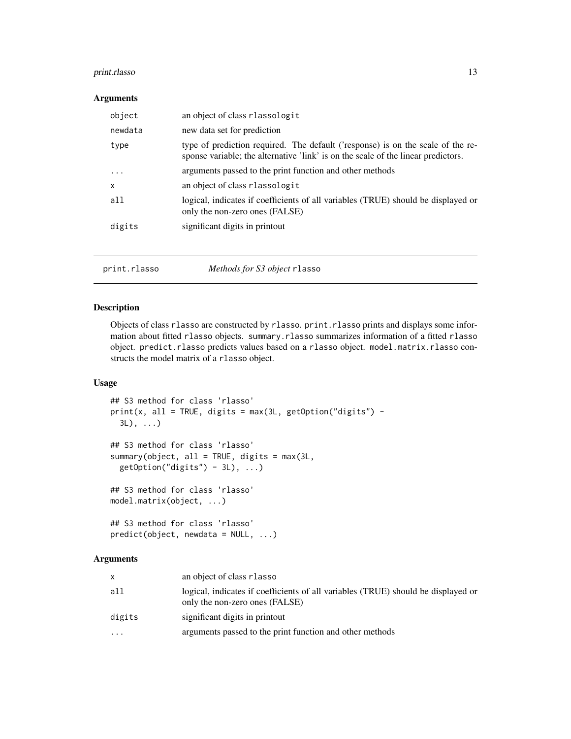### Arguments

| | |
|---|---|
| `object` | an object of class `rlassologit` |
| `newdata` | new data set for prediction |
| `type` | type of prediction required. The default ('response) is on the scale of the response variable; the alternative 'link' is on the scale of the linear predictors. |
| `...` | arguments passed to the print function and other methods |
| `x` | an object of class `rlassologit` |
| `all` | logical, indicates if coefficients of all variables (TRUE) should be displayed or only the non-zero ones (FALSE) |
| `digits` | significant digits in printout |

---

## print.rlasso — *Methods for S3 object* `rlasso`

### Description

Objects of class `rlasso` are constructed by `rlasso`. `print.rlasso` prints and displays some information about fitted `rlasso` objects. `summary.rlasso` summarizes information of a fitted `rlasso` object. `predict.rlasso` predicts values based on a `rlasso` object. `model.matrix.rlasso` constructs the model matrix of a `rlasso` object.

### Usage

```
## S3 method for class 'rlasso'
print(x, all = TRUE, digits = max(3L, getOption("digits") -
  3L), ...)

## S3 method for class 'rlasso'
summary(object, all = TRUE, digits = max(3L,
  getOption("digits") - 3L), ...)

## S3 method for class 'rlasso'
model.matrix(object, ...)

## S3 method for class 'rlasso'
predict(object, newdata = NULL, ...)
```

### Arguments

| | |
|---|---|
| `x` | an object of class `rlasso` |
| `all` | logical, indicates if coefficients of all variables (TRUE) should be displayed or only the non-zero ones (FALSE) |
| `digits` | significant digits in printout |
| `...` | arguments passed to the print function and other methods |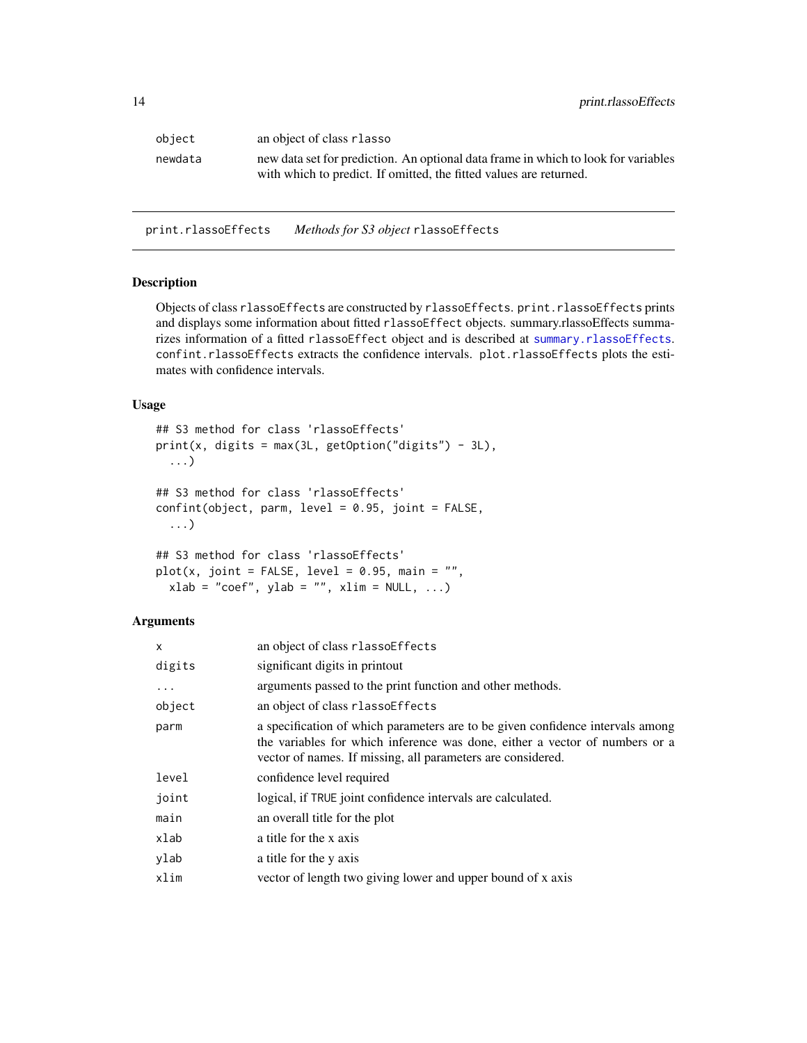| | |
|---|---|
| object | an object of class rlasso |
| newdata | new data set for prediction. An optional data frame in which to look for variables with which to predict. If omitted, the fitted values are returned. |

---

## print.rlassoEffects    *Methods for S3 object* rlassoEffects

### Description

Objects of class rlassoEffects are constructed by rlassoEffects. print.rlassoEffects prints and displays some information about fitted rlassoEffect objects. summary.rlassoEffects summarizes information of a fitted rlassoEffect object and is described at summary.rlassoEffects. confint.rlassoEffects extracts the confidence intervals. plot.rlassoEffects plots the estimates with confidence intervals.

### Usage

```
## S3 method for class 'rlassoEffects'
print(x, digits = max(3L, getOption("digits") - 3L),
  ...)

## S3 method for class 'rlassoEffects'
confint(object, parm, level = 0.95, joint = FALSE,
  ...)

## S3 method for class 'rlassoEffects'
plot(x, joint = FALSE, level = 0.95, main = "",
  xlab = "coef", ylab = "", xlim = NULL, ...)
```

### Arguments

| | |
|---|---|
| x | an object of class rlassoEffects |
| digits | significant digits in printout |
| ... | arguments passed to the print function and other methods. |
| object | an object of class rlassoEffects |
| parm | a specification of which parameters are to be given confidence intervals among the variables for which inference was done, either a vector of numbers or a vector of names. If missing, all parameters are considered. |
| level | confidence level required |
| joint | logical, if TRUE joint confidence intervals are calculated. |
| main | an overall title for the plot |
| xlab | a title for the x axis |
| ylab | a title for the y axis |
| xlim | vector of length two giving lower and upper bound of x axis |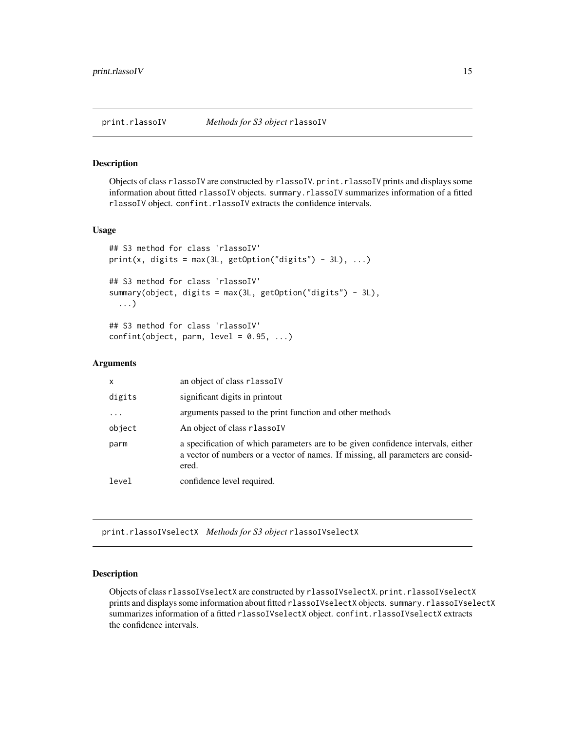## print.rlassoIV — *Methods for S3 object* `rlassoIV`

### Description

Objects of class `rlassoIV` are constructed by `rlassoIV`. `print.rlassoIV` prints and displays some information about fitted `rlassoIV` objects. `summary.rlassoIV` summarizes information of a fitted `rlassoIV` object. `confint.rlassoIV` extracts the confidence intervals.

### Usage

```
## S3 method for class 'rlassoIV'
print(x, digits = max(3L, getOption("digits") - 3L), ...)

## S3 method for class 'rlassoIV'
summary(object, digits = max(3L, getOption("digits") - 3L),
  ...)

## S3 method for class 'rlassoIV'
confint(object, parm, level = 0.95, ...)
```

### Arguments

| | |
|---|---|
| `x` | an object of class `rlassoIV` |
| `digits` | significant digits in printout |
| `...` | arguments passed to the print function and other methods |
| `object` | An object of class `rlassoIV` |
| `parm` | a specification of which parameters are to be given confidence intervals, either a vector of numbers or a vector of names. If missing, all parameters are considered. |
| `level` | confidence level required. |

## print.rlassoIVselectX — *Methods for S3 object* `rlassoIVselectX`

### Description

Objects of class `rlassoIVselectX` are constructed by `rlassoIVselectX`. `print.rlassoIVselectX` prints and displays some information about fitted `rlassoIVselectX` objects. `summary.rlassoIVselectX` summarizes information of a fitted `rlassoIVselectX` object. `confint.rlassoIVselectX` extracts the confidence intervals.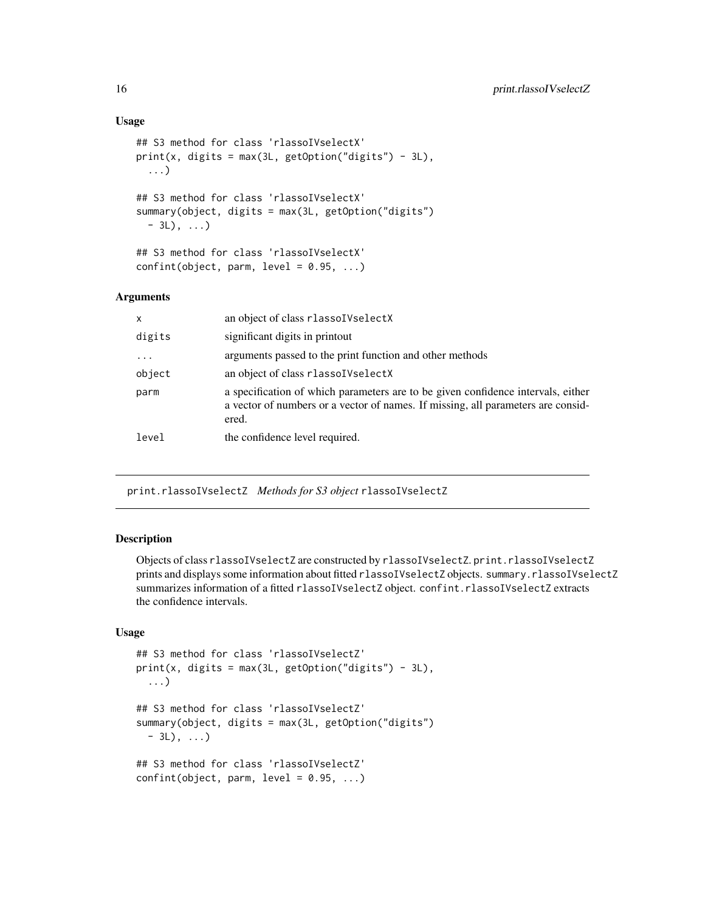### Usage

```
## S3 method for class 'rlassoIVselectX'
print(x, digits = max(3L, getOption("digits") - 3L),
  ...)

## S3 method for class 'rlassoIVselectX'
summary(object, digits = max(3L, getOption("digits")
  - 3L), ...)

## S3 method for class 'rlassoIVselectX'
confint(object, parm, level = 0.95, ...)
```

### Arguments

| | |
|---|---|
| `x` | an object of class `rlassoIVselectX` |
| `digits` | significant digits in printout |
| `...` | arguments passed to the print function and other methods |
| `object` | an object of class `rlassoIVselectX` |
| `parm` | a specification of which parameters are to be given confidence intervals, either a vector of numbers or a vector of names. If missing, all parameters are considered. |
| `level` | the confidence level required. |

---

## `print.rlassoIVselectZ` *Methods for S3 object* `rlassoIVselectZ`

### Description

Objects of class `rlassoIVselectZ` are constructed by `rlassoIVselectZ`. `print.rlassoIVselectZ` prints and displays some information about fitted `rlassoIVselectZ` objects. `summary.rlassoIVselectZ` summarizes information of a fitted `rlassoIVselectZ` object. `confint.rlassoIVselectZ` extracts the confidence intervals.

### Usage

```
## S3 method for class 'rlassoIVselectZ'
print(x, digits = max(3L, getOption("digits") - 3L),
  ...)

## S3 method for class 'rlassoIVselectZ'
summary(object, digits = max(3L, getOption("digits")
  - 3L), ...)

## S3 method for class 'rlassoIVselectZ'
confint(object, parm, level = 0.95, ...)
```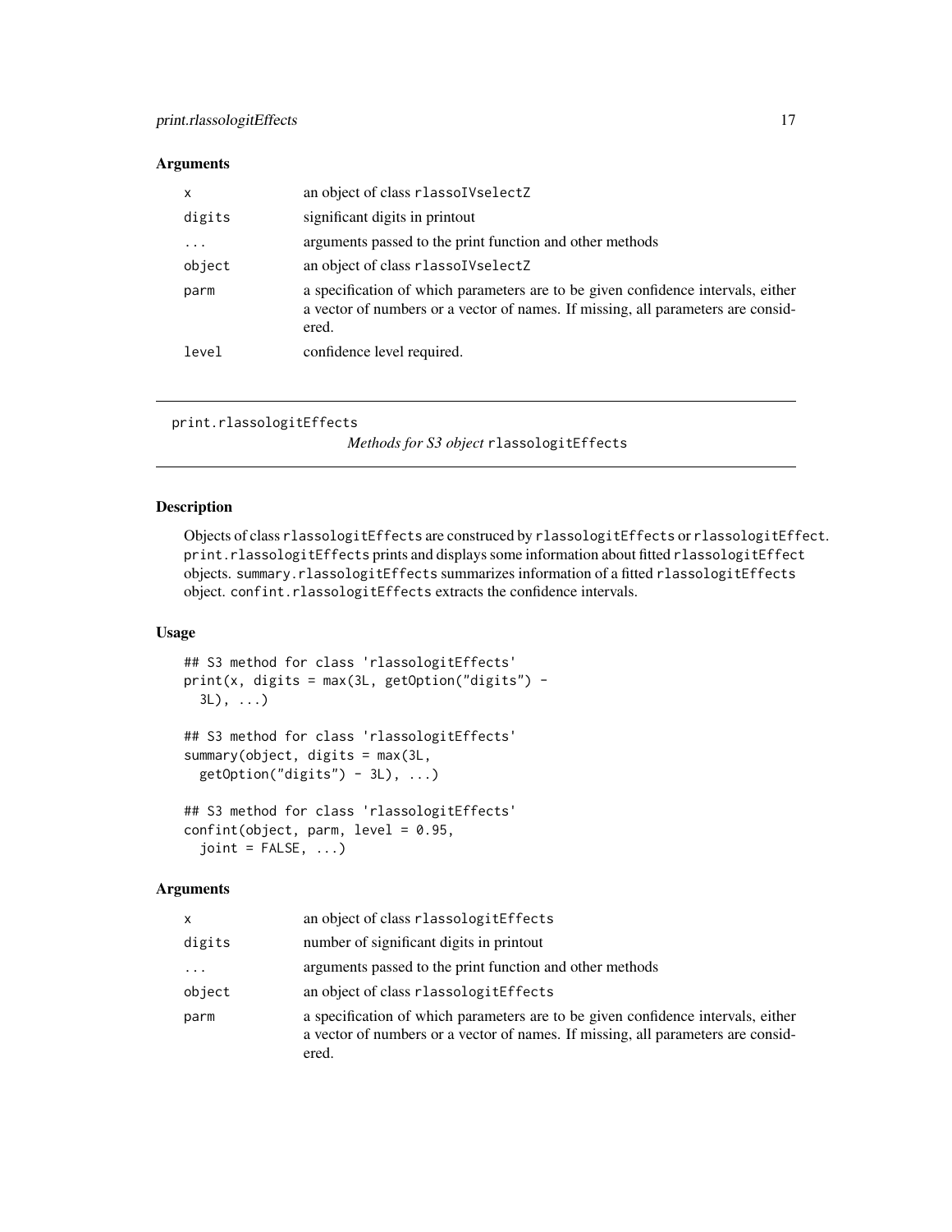### Arguments

| | |
|---|---|
| x | an object of class rlassoIVselectZ |
| digits | significant digits in printout |
| ... | arguments passed to the print function and other methods |
| object | an object of class rlassoIVselectZ |
| parm | a specification of which parameters are to be given confidence intervals, either a vector of numbers or a vector of names. If missing, all parameters are considered. |
| level | confidence level required. |

---

## print.rlassologitEffects — *Methods for S3 object* rlassologitEffects

### Description

Objects of class rlassologitEffects are construced by rlassologitEffects or rlassologitEffect. print.rlassologitEffects prints and displays some information about fitted rlassologitEffect objects. summary.rlassologitEffects summarizes information of a fitted rlassologitEffects object. confint.rlassologitEffects extracts the confidence intervals.

### Usage

```
## S3 method for class 'rlassologitEffects'
print(x, digits = max(3L, getOption("digits") -
  3L), ...)

## S3 method for class 'rlassologitEffects'
summary(object, digits = max(3L,
  getOption("digits") - 3L), ...)

## S3 method for class 'rlassologitEffects'
confint(object, parm, level = 0.95,
  joint = FALSE, ...)
```

### Arguments

| | |
|---|---|
| x | an object of class rlassologitEffects |
| digits | number of significant digits in printout |
| ... | arguments passed to the print function and other methods |
| object | an object of class rlassologitEffects |
| parm | a specification of which parameters are to be given confidence intervals, either a vector of numbers or a vector of names. If missing, all parameters are considered. |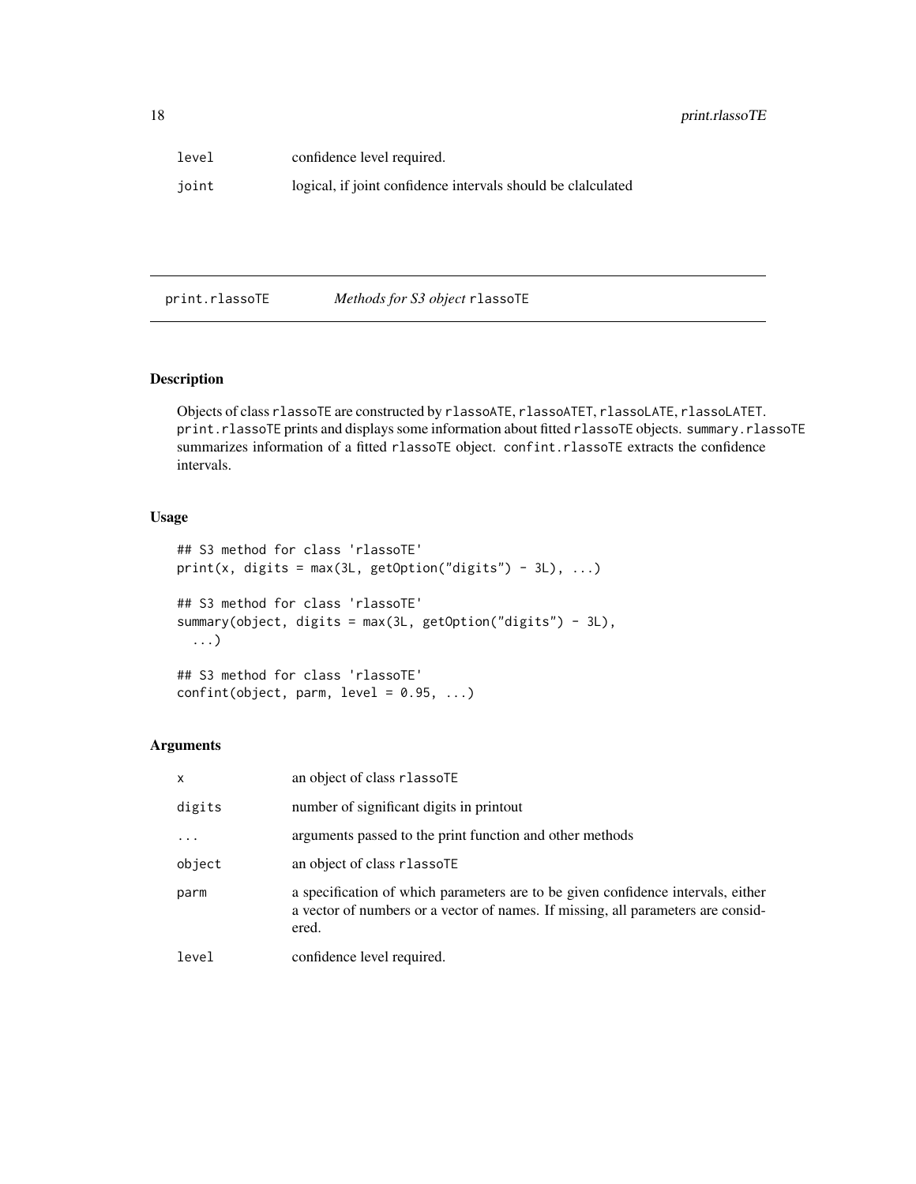| | |
|---|---|
| level | confidence level required. |
| joint | logical, if joint confidence intervals should be clalculated |

---

print.rlassoTE &nbsp;&nbsp;&nbsp; *Methods for S3 object* rlassoTE

---

### Description

Objects of class rlassoTE are constructed by rlassoATE, rlassoATET, rlassoLATE, rlassoLATET. print.rlassoTE prints and displays some information about fitted rlassoTE objects. summary.rlassoTE summarizes information of a fitted rlassoTE object. confint.rlassoTE extracts the confidence intervals.

### Usage

```
## S3 method for class 'rlassoTE'
print(x, digits = max(3L, getOption("digits") - 3L), ...)

## S3 method for class 'rlassoTE'
summary(object, digits = max(3L, getOption("digits") - 3L),
  ...)

## S3 method for class 'rlassoTE'
confint(object, parm, level = 0.95, ...)
```

### Arguments

| | |
|---|---|
| x | an object of class rlassoTE |
| digits | number of significant digits in printout |
| ... | arguments passed to the print function and other methods |
| object | an object of class rlassoTE |
| parm | a specification of which parameters are to be given confidence intervals, either a vector of numbers or a vector of names. If missing, all parameters are considered. |
| level | confidence level required. |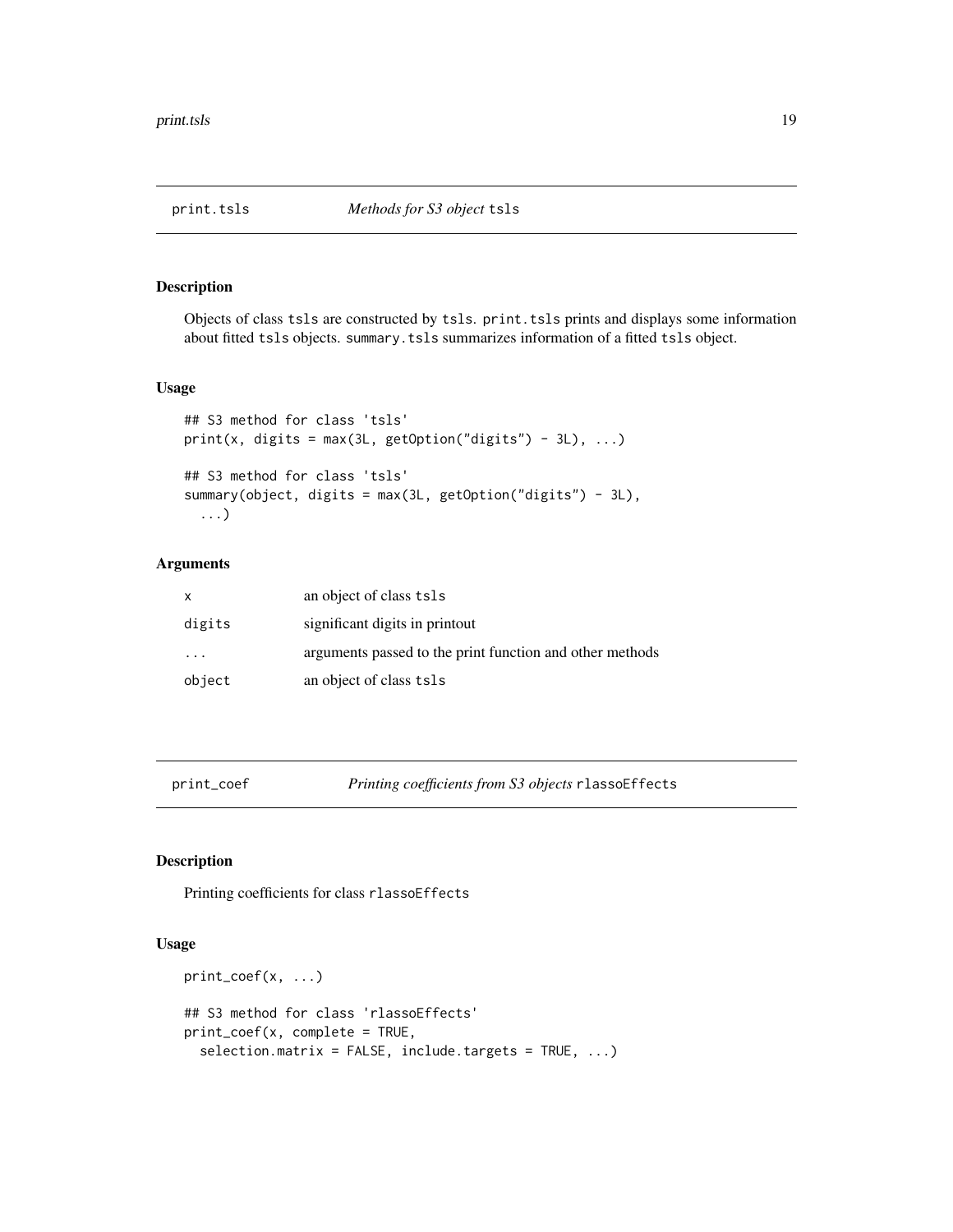## print.tsls — *Methods for S3 object* `tsls`

### Description

Objects of class `tsls` are constructed by `tsls`. `print.tsls` prints and displays some information about fitted `tsls` objects. `summary.tsls` summarizes information of a fitted `tsls` object.

### Usage

```
## S3 method for class 'tsls'
print(x, digits = max(3L, getOption("digits") - 3L), ...)

## S3 method for class 'tsls'
summary(object, digits = max(3L, getOption("digits") - 3L),
  ...)
```

### Arguments

| | |
|---|---|
| x | an object of class `tsls` |
| digits | significant digits in printout |
| ... | arguments passed to the print function and other methods |
| object | an object of class `tsls` |

## print_coef — *Printing coefficients from S3 objects* `rlassoEffects`

### Description

Printing coefficients for class `rlassoEffects`

### Usage

```
print_coef(x, ...)

## S3 method for class 'rlassoEffects'
print_coef(x, complete = TRUE,
  selection.matrix = FALSE, include.targets = TRUE, ...)
```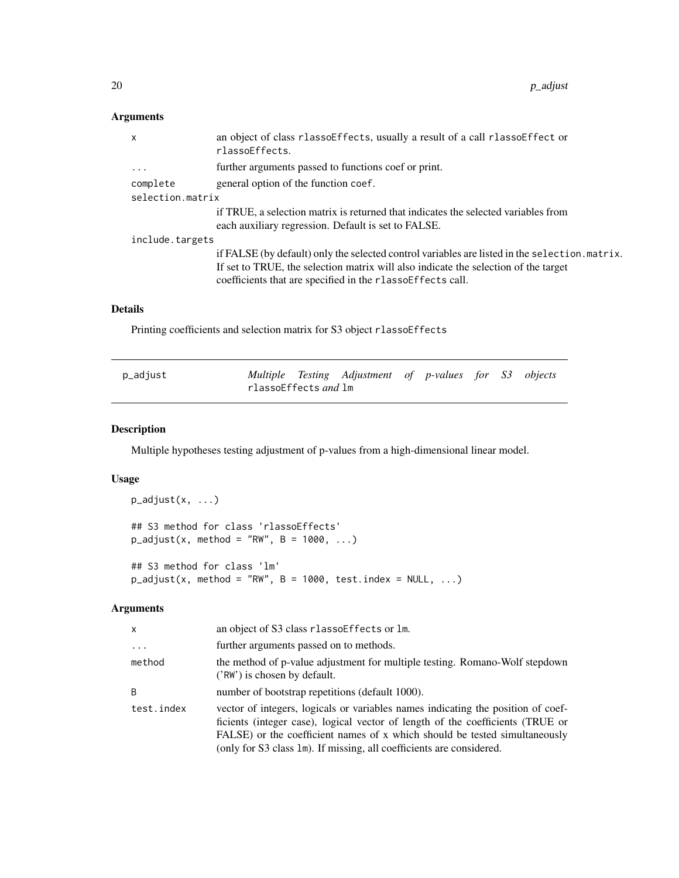### Arguments

| | |
|---|---|
| x | an object of class rlassoEffects, usually a result of a call rlassoEffect or rlassoEffects. |
| ... | further arguments passed to functions coef or print. |
| complete | general option of the function coef. |
| selection.matrix | if TRUE, a selection matrix is returned that indicates the selected variables from each auxiliary regression. Default is set to FALSE. |
| include.targets | if FALSE (by default) only the selected control variables are listed in the selection.matrix. If set to TRUE, the selection matrix will also indicate the selection of the target coefficients that are specified in the rlassoEffects call. |

### Details

Printing coefficients and selection matrix for S3 object rlassoEffects

## p_adjust — *Multiple Testing Adjustment of p-values for S3 objects* rlassoEffects *and* lm

### Description

Multiple hypotheses testing adjustment of p-values from a high-dimensional linear model.

### Usage

```
p_adjust(x, ...)

## S3 method for class 'rlassoEffects'
p_adjust(x, method = "RW", B = 1000, ...)

## S3 method for class 'lm'
p_adjust(x, method = "RW", B = 1000, test.index = NULL, ...)
```

### Arguments

| | |
|---|---|
| x | an object of S3 class rlassoEffects or lm. |
| ... | further arguments passed on to methods. |
| method | the method of p-value adjustment for multiple testing. Romano-Wolf stepdown ('RW') is chosen by default. |
| B | number of bootstrap repetitions (default 1000). |
| test.index | vector of integers, logicals or variables names indicating the position of coefficients (integer case), logical vector of length of the coefficients (TRUE or FALSE) or the coefficient names of x which should be tested simultaneously (only for S3 class lm). If missing, all coefficients are considered. |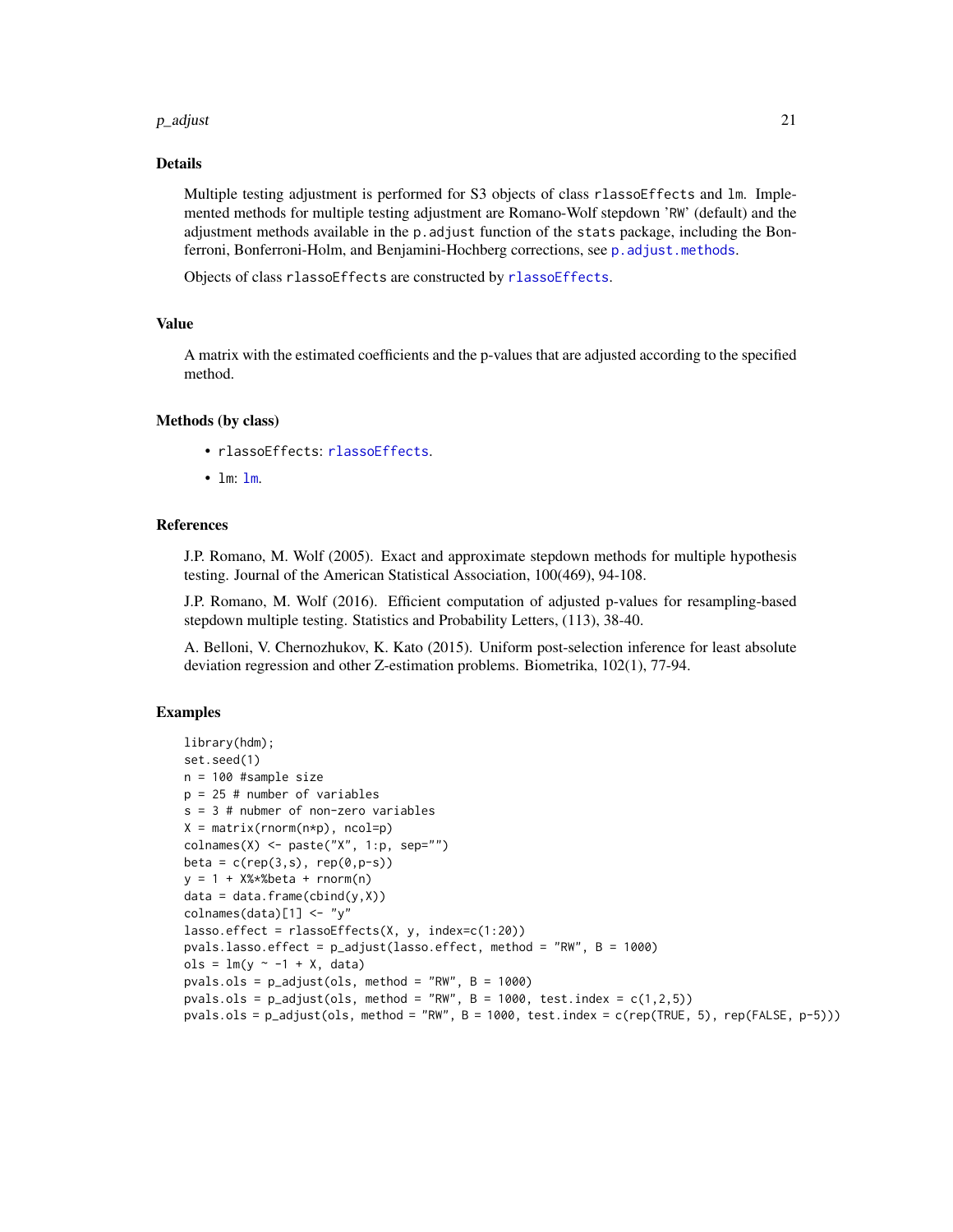### Details

Multiple testing adjustment is performed for S3 objects of class `rlassoEffects` and `lm`. Implemented methods for multiple testing adjustment are Romano-Wolf stepdown 'RW' (default) and the adjustment methods available in the `p.adjust` function of the `stats` package, including the Bonferroni, Bonferroni-Holm, and Benjamini-Hochberg corrections, see `p.adjust.methods`.

Objects of class `rlassoEffects` are constructed by `rlassoEffects`.

### Value

A matrix with the estimated coefficients and the p-values that are adjusted according to the specified method.

### Methods (by class)

- `rlassoEffects`: `rlassoEffects`.
- `lm`: `lm`.

### References

J.P. Romano, M. Wolf (2005). Exact and approximate stepdown methods for multiple hypothesis testing. Journal of the American Statistical Association, 100(469), 94-108.

J.P. Romano, M. Wolf (2016). Efficient computation of adjusted p-values for resampling-based stepdown multiple testing. Statistics and Probability Letters, (113), 38-40.

A. Belloni, V. Chernozhukov, K. Kato (2015). Uniform post-selection inference for least absolute deviation regression and other Z-estimation problems. Biometrika, 102(1), 77-94.

### Examples

```
library(hdm);
set.seed(1)
n = 100 #sample size
p = 25 # number of variables
s = 3 # nubmer of non-zero variables
X = matrix(rnorm(n*p), ncol=p)
colnames(X) <- paste("X", 1:p, sep="")
beta = c(rep(3,s), rep(0,p-s))
y = 1 + X%*%beta + rnorm(n)
data = data.frame(cbind(y,X))
colnames(data)[1] <- "y"
lasso.effect = rlassoEffects(X, y, index=c(1:20))
pvals.lasso.effect = p_adjust(lasso.effect, method = "RW", B = 1000)
ols = lm(y ~ -1 + X, data)
pvals.ols = p_adjust(ols, method = "RW", B = 1000)
pvals.ols = p_adjust(ols, method = "RW", B = 1000, test.index = c(1,2,5))
pvals.ols = p_adjust(ols, method = "RW", B = 1000, test.index = c(rep(TRUE, 5), rep(FALSE, p-5)))
```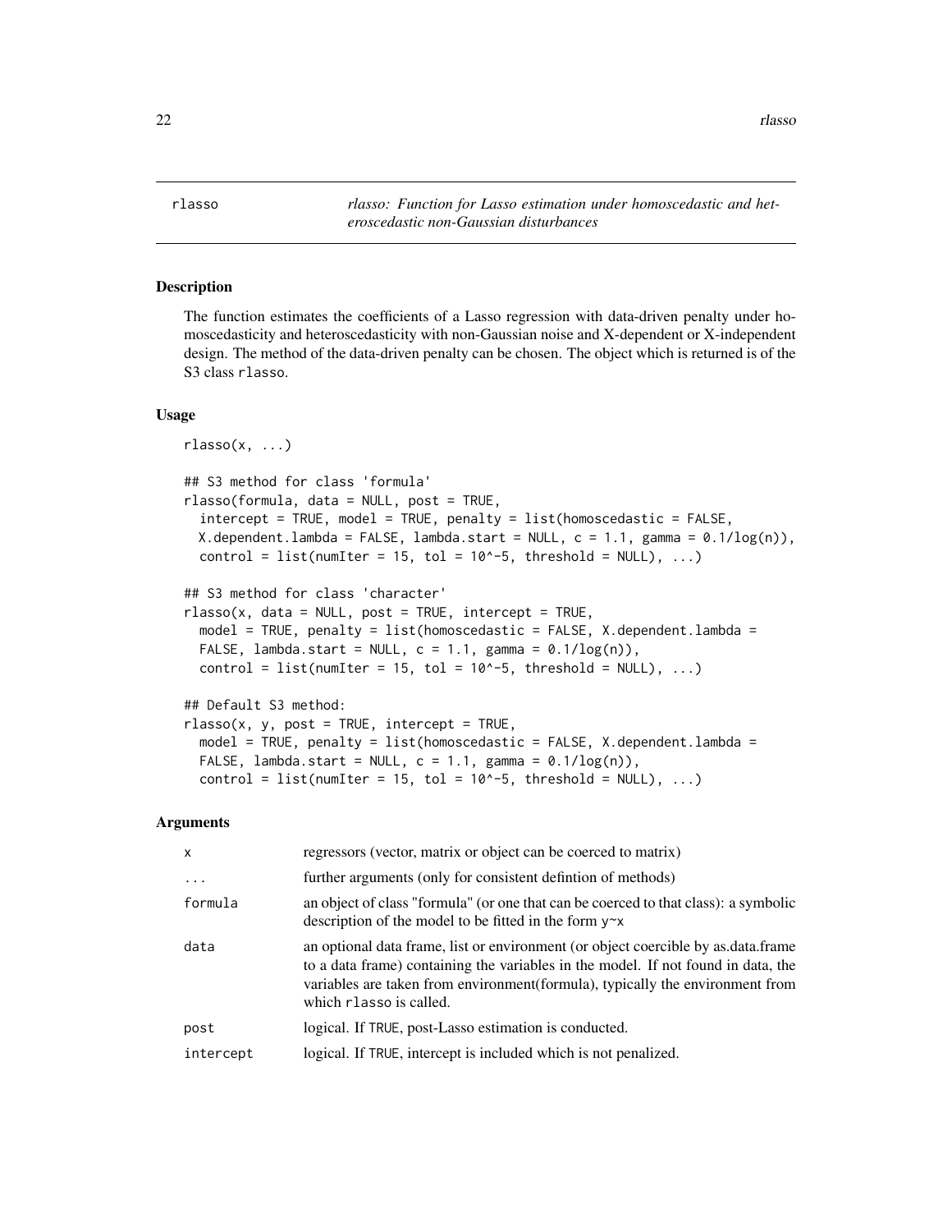rlasso — *rlasso: Function for Lasso estimation under homoscedastic and heteroscedastic non-Gaussian disturbances*

## Description

The function estimates the coefficients of a Lasso regression with data-driven penalty under homoscedasticity and heteroscedasticity with non-Gaussian noise and X-dependent or X-independent design. The method of the data-driven penalty can be chosen. The object which is returned is of the S3 class `rlasso`.

## Usage

```
rlasso(x, ...)

## S3 method for class 'formula'
rlasso(formula, data = NULL, post = TRUE,
  intercept = TRUE, model = TRUE, penalty = list(homoscedastic = FALSE,
  X.dependent.lambda = FALSE, lambda.start = NULL, c = 1.1, gamma = 0.1/log(n)),
  control = list(numIter = 15, tol = 10^-5, threshold = NULL), ...)

## S3 method for class 'character'
rlasso(x, data = NULL, post = TRUE, intercept = TRUE,
  model = TRUE, penalty = list(homoscedastic = FALSE, X.dependent.lambda =
  FALSE, lambda.start = NULL, c = 1.1, gamma = 0.1/log(n)),
  control = list(numIter = 15, tol = 10^-5, threshold = NULL), ...)

## Default S3 method:
rlasso(x, y, post = TRUE, intercept = TRUE,
  model = TRUE, penalty = list(homoscedastic = FALSE, X.dependent.lambda =
  FALSE, lambda.start = NULL, c = 1.1, gamma = 0.1/log(n)),
  control = list(numIter = 15, tol = 10^-5, threshold = NULL), ...)
```

## Arguments

| | |
|---|---|
| `x` | regressors (vector, matrix or object can be coerced to matrix) |
| `...` | further arguments (only for consistent defintion of methods) |
| `formula` | an object of class "formula" (or one that can be coerced to that class): a symbolic description of the model to be fitted in the form `y~x` |
| `data` | an optional data frame, list or environment (or object coercible by as.data.frame to a data frame) containing the variables in the model. If not found in data, the variables are taken from environment(formula), typically the environment from which `rlasso` is called. |
| `post` | logical. If `TRUE`, post-Lasso estimation is conducted. |
| `intercept` | logical. If `TRUE`, intercept is included which is not penalized. |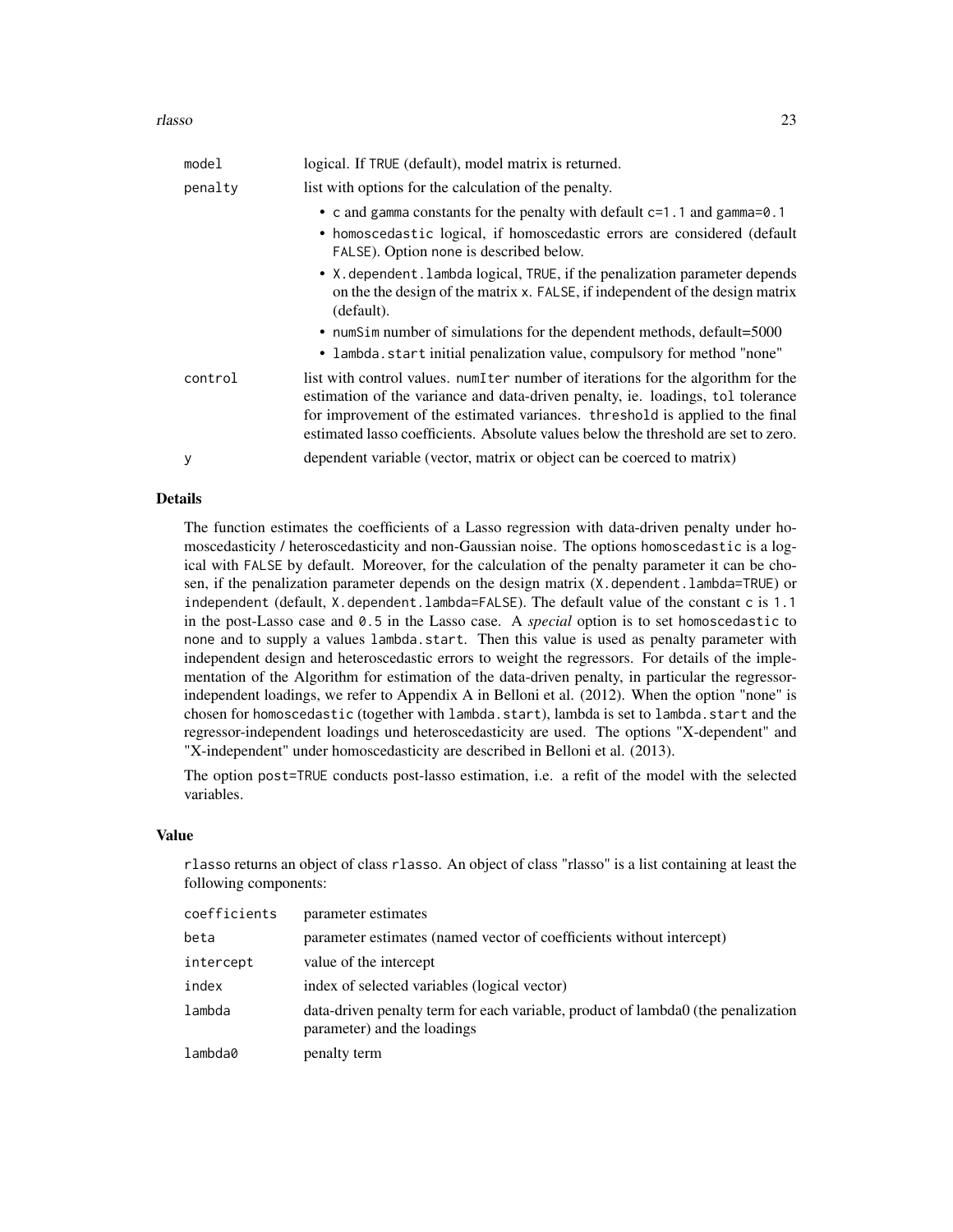| | |
|---|---|
| `model` | logical. If `TRUE` (default), model matrix is returned. |
| `penalty` | list with options for the calculation of the penalty.<br>• `c` and `gamma` constants for the penalty with default `c=1.1` and `gamma=0.1`<br>• `homoscedastic` logical, if homoscedastic errors are considered (default `FALSE`). Option none is described below.<br>• `X.dependent.lambda` logical, `TRUE`, if the penalization parameter depends on the the design of the matrix `x`. `FALSE`, if independent of the design matrix (default).<br>• `numSim` number of simulations for the dependent methods, default=5000<br>• `lambda.start` initial penalization value, compulsory for method "none" |
| `control` | list with control values. `numIter` number of iterations for the algorithm for the estimation of the variance and data-driven penalty, ie. loadings, `tol` tolerance for improvement of the estimated variances. `threshold` is applied to the final estimated lasso coefficients. Absolute values below the threshold are set to zero. |
| `y` | dependent variable (vector, matrix or object can be coerced to matrix) |

### Details

The function estimates the coefficients of a Lasso regression with data-driven penalty under homoscedasticity / heteroscedasticity and non-Gaussian noise. The options `homoscedastic` is a logical with `FALSE` by default. Moreover, for the calculation of the penalty parameter it can be chosen, if the penalization parameter depends on the design matrix (`X.dependent.lambda=TRUE`) or `independent` (default, `X.dependent.lambda=FALSE`). The default value of the constant `c` is `1.1` in the post-Lasso case and `0.5` in the Lasso case. A *special* option is to set `homoscedastic` to `none` and to supply a values `lambda.start`. Then this value is used as penalty parameter with independent design and heteroscedastic errors to weight the regressors. For details of the implementation of the Algorithm for estimation of the data-driven penalty, in particular the regressor-independent loadings, we refer to Appendix A in Belloni et al. (2012). When the option "none" is chosen for `homoscedastic` (together with `lambda.start`), lambda is set to `lambda.start` and the regressor-independent loadings und heteroscedasticity are used. The options "X-dependent" and "X-independent" under homoscedasticity are described in Belloni et al. (2013).

The option `post=TRUE` conducts post-lasso estimation, i.e. a refit of the model with the selected variables.

### Value

`rlasso` returns an object of class `rlasso`. An object of class "rlasso" is a list containing at least the following components:

| | |
|---|---|
| `coefficients` | parameter estimates |
| `beta` | parameter estimates (named vector of coefficients without intercept) |
| `intercept` | value of the intercept |
| `index` | index of selected variables (logical vector) |
| `lambda` | data-driven penalty term for each variable, product of lambda0 (the penalization parameter) and the loadings |
| `lambda0` | penalty term |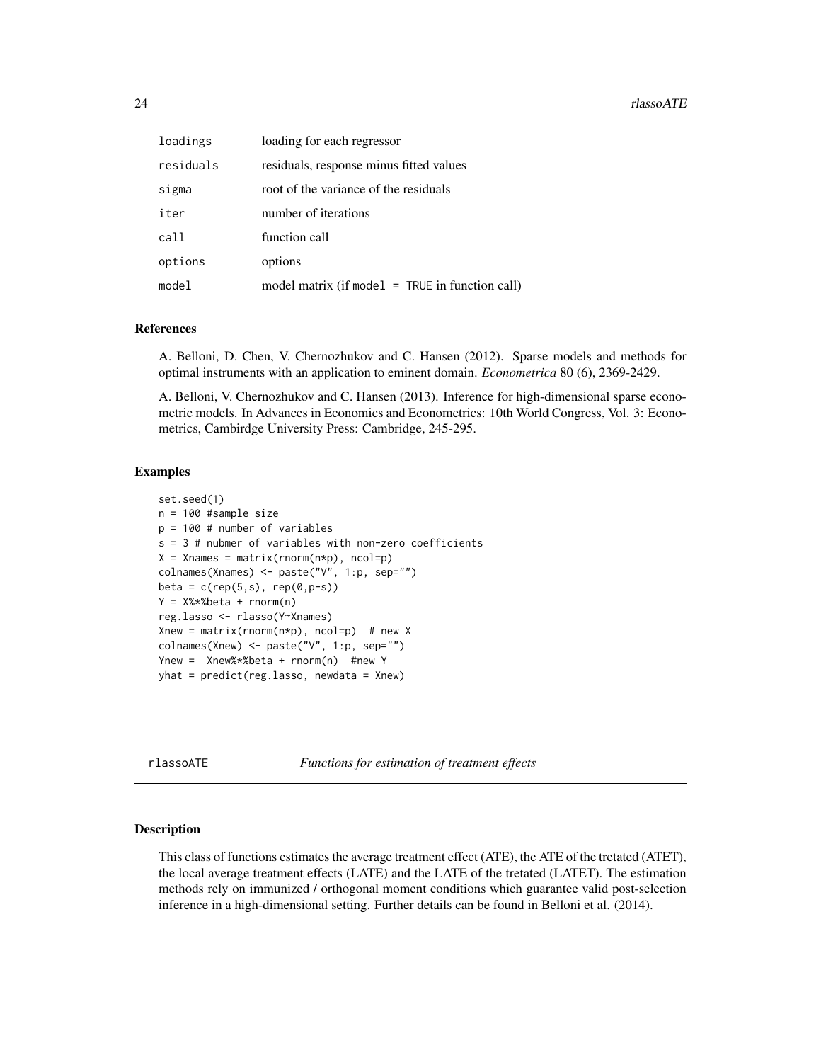| | |
|---|---|
| loadings | loading for each regressor |
| residuals | residuals, response minus fitted values |
| sigma | root of the variance of the residuals |
| iter | number of iterations |
| call | function call |
| options | options |
| model | model matrix (if `model = TRUE` in function call) |

### References

A. Belloni, D. Chen, V. Chernozhukov and C. Hansen (2012). Sparse models and methods for optimal instruments with an application to eminent domain. *Econometrica* 80 (6), 2369-2429.

A. Belloni, V. Chernozhukov and C. Hansen (2013). Inference for high-dimensional sparse econometric models. In Advances in Economics and Econometrics: 10th World Congress, Vol. 3: Econometrics, Cambirdge University Press: Cambridge, 245-295.

### Examples

```
set.seed(1)
n = 100 #sample size
p = 100 # number of variables
s = 3 # nubmer of variables with non-zero coefficients
X = Xnames = matrix(rnorm(n*p), ncol=p)
colnames(Xnames) <- paste("V", 1:p, sep="")
beta = c(rep(5,s), rep(0,p-s))
Y = X%*%beta + rnorm(n)
reg.lasso <- rlasso(Y~Xnames)
Xnew = matrix(rnorm(n*p), ncol=p)  # new X
colnames(Xnew) <- paste("V", 1:p, sep="")
Ynew =  Xnew%*%beta + rnorm(n)  #new Y
yhat = predict(reg.lasso, newdata = Xnew)
```

---

## rlassoATE    *Functions for estimation of treatment effects*

---

### Description

This class of functions estimates the average treatment effect (ATE), the ATE of the tretated (ATET), the local average treatment effects (LATE) and the LATE of the tretated (LATET). The estimation methods rely on immunized / orthogonal moment conditions which guarantee valid post-selection inference in a high-dimensional setting. Further details can be found in Belloni et al. (2014).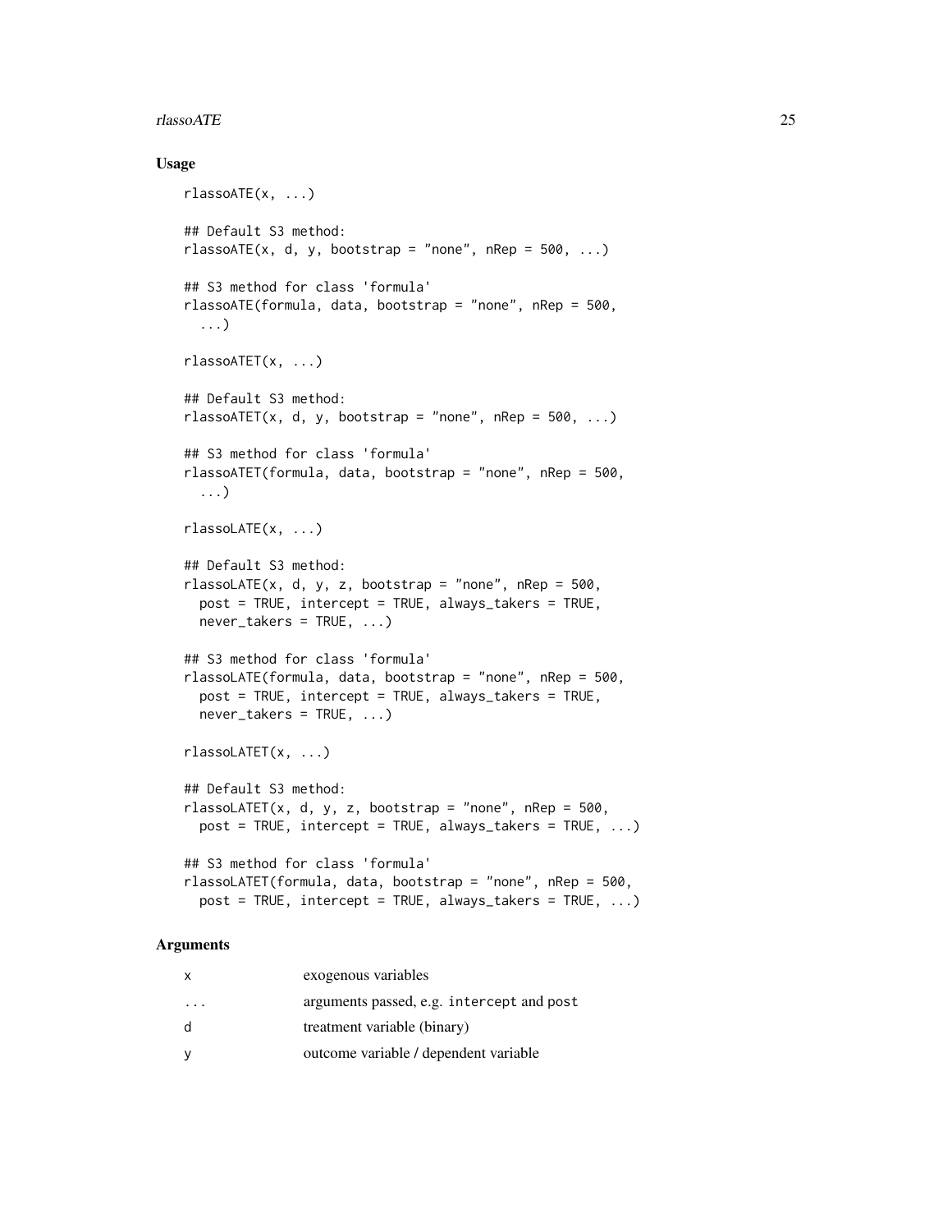## Usage

```
rlassoATE(x, ...)

## Default S3 method:
rlassoATE(x, d, y, bootstrap = "none", nRep = 500, ...)

## S3 method for class 'formula'
rlassoATE(formula, data, bootstrap = "none", nRep = 500,
  ...)

rlassoATET(x, ...)

## Default S3 method:
rlassoATET(x, d, y, bootstrap = "none", nRep = 500, ...)

## S3 method for class 'formula'
rlassoATET(formula, data, bootstrap = "none", nRep = 500,
  ...)

rlassoLATE(x, ...)

## Default S3 method:
rlassoLATE(x, d, y, z, bootstrap = "none", nRep = 500,
  post = TRUE, intercept = TRUE, always_takers = TRUE,
  never_takers = TRUE, ...)

## S3 method for class 'formula'
rlassoLATE(formula, data, bootstrap = "none", nRep = 500,
  post = TRUE, intercept = TRUE, always_takers = TRUE,
  never_takers = TRUE, ...)

rlassoLATET(x, ...)

## Default S3 method:
rlassoLATET(x, d, y, z, bootstrap = "none", nRep = 500,
  post = TRUE, intercept = TRUE, always_takers = TRUE, ...)

## S3 method for class 'formula'
rlassoLATET(formula, data, bootstrap = "none", nRep = 500,
  post = TRUE, intercept = TRUE, always_takers = TRUE, ...)
```

## Arguments

| | |
|---|---|
| x | exogenous variables |
| ... | arguments passed, e.g. intercept and post |
| d | treatment variable (binary) |
| y | outcome variable / dependent variable |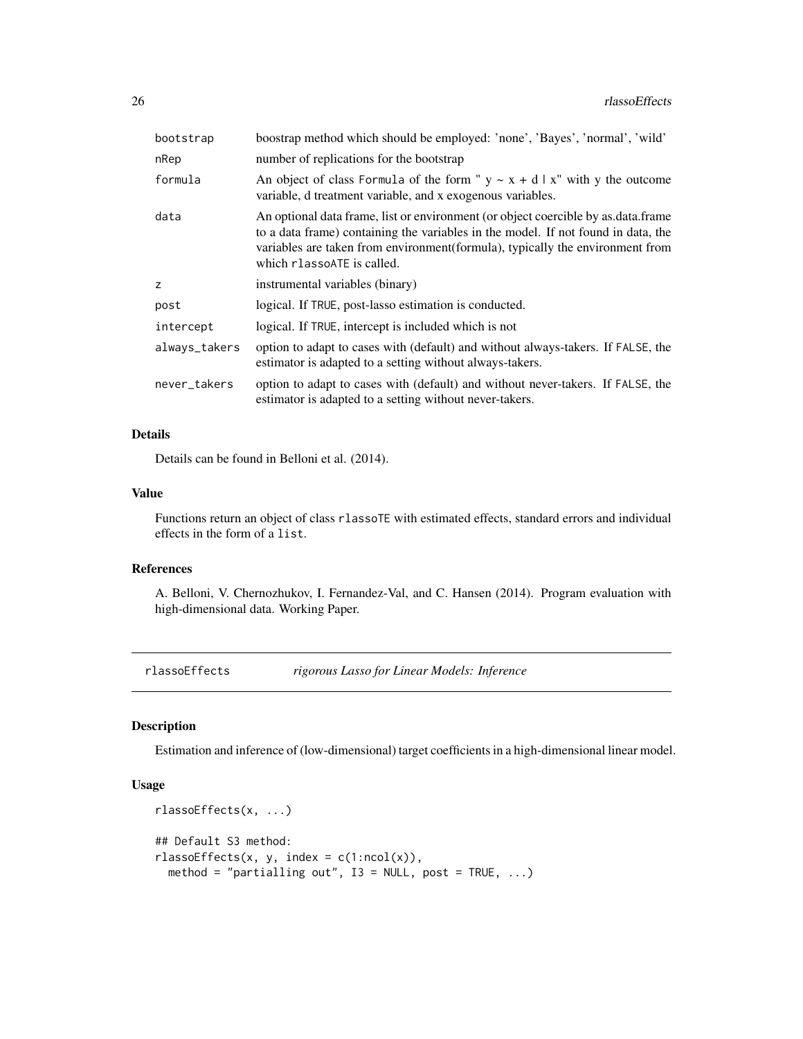| | |
|---|---|
| bootstrap | boostrap method which should be employed: 'none', 'Bayes', 'normal', 'wild' |
| nRep | number of replications for the bootstrap |
| formula | An object of class Formula of the form " y ~ x + d \| x" with y the outcome variable, d treatment variable, and x exogenous variables. |
| data | An optional data frame, list or environment (or object coercible by as.data.frame to a data frame) containing the variables in the model. If not found in data, the variables are taken from environment(formula), typically the environment from which rlassoATE is called. |
| z | instrumental variables (binary) |
| post | logical. If TRUE, post-lasso estimation is conducted. |
| intercept | logical. If TRUE, intercept is included which is not |
| always_takers | option to adapt to cases with (default) and without always-takers. If FALSE, the estimator is adapted to a setting without always-takers. |
| never_takers | option to adapt to cases with (default) and without never-takers. If FALSE, the estimator is adapted to a setting without never-takers. |

### Details

Details can be found in Belloni et al. (2014).

### Value

Functions return an object of class rlassoTE with estimated effects, standard errors and individual effects in the form of a list.

### References

A. Belloni, V. Chernozhukov, I. Fernandez-Val, and C. Hansen (2014). Program evaluation with high-dimensional data. Working Paper.

---

## rlassoEffects — *rigorous Lasso for Linear Models: Inference*

### Description

Estimation and inference of (low-dimensional) target coefficients in a high-dimensional linear model.

### Usage

```
rlassoEffects(x, ...)

## Default S3 method:
rlassoEffects(x, y, index = c(1:ncol(x)),
  method = "partialling out", I3 = NULL, post = TRUE, ...)
```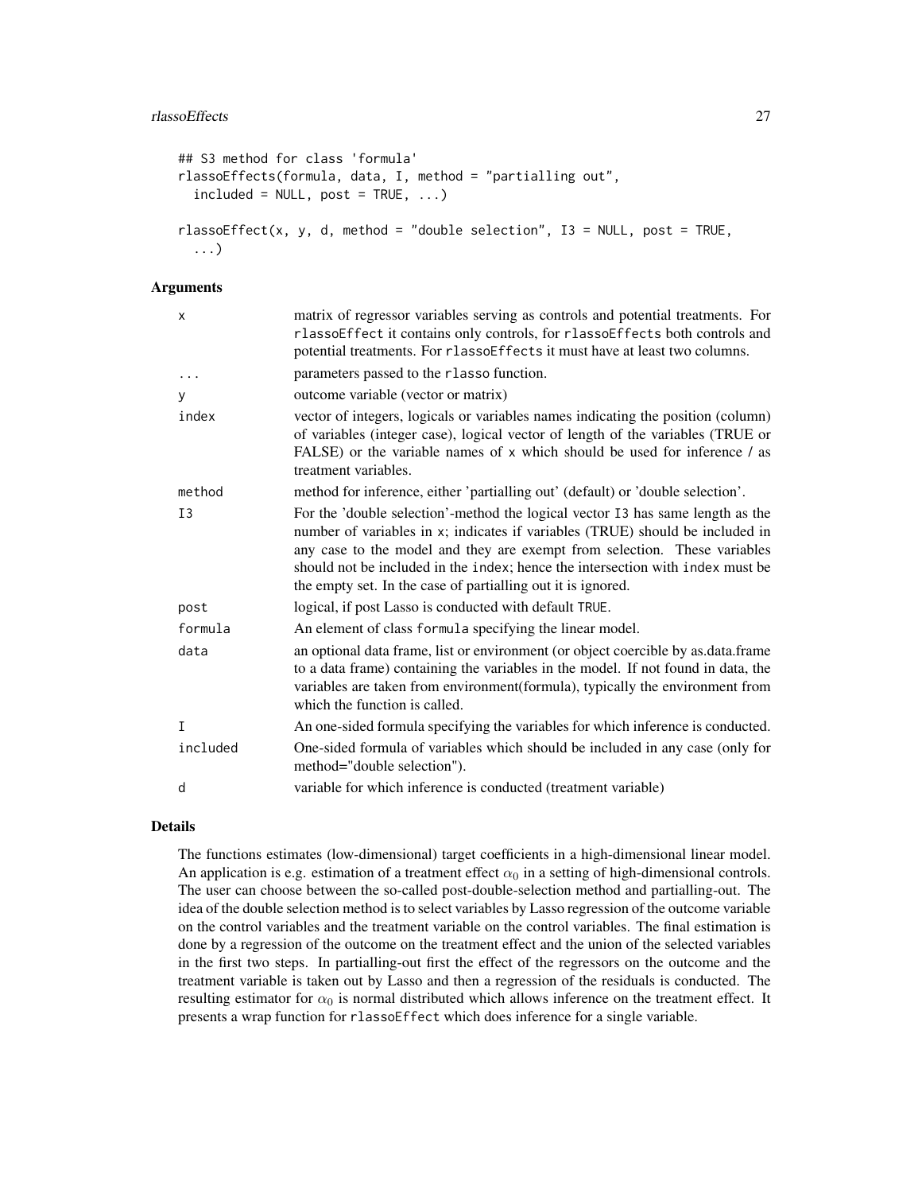```
## S3 method for class 'formula'
rlassoEffects(formula, data, I, method = "partialling out",
  included = NULL, post = TRUE, ...)

rlassoEffect(x, y, d, method = "double selection", I3 = NULL, post = TRUE,
  ...)
```

### Arguments

| | |
|---|---|
| x | matrix of regressor variables serving as controls and potential treatments. For rlassoEffect it contains only controls, for rlassoEffects both controls and potential treatments. For rlassoEffects it must have at least two columns. |
| ... | parameters passed to the rlasso function. |
| y | outcome variable (vector or matrix) |
| index | vector of integers, logicals or variables names indicating the position (column) of variables (integer case), logical vector of length of the variables (TRUE or FALSE) or the variable names of x which should be used for inference / as treatment variables. |
| method | method for inference, either 'partialling out' (default) or 'double selection'. |
| I3 | For the 'double selection'-method the logical vector I3 has same length as the number of variables in x; indicates if variables (TRUE) should be included in any case to the model and they are exempt from selection. These variables should not be included in the index; hence the intersection with index must be the empty set. In the case of partialling out it is ignored. |
| post | logical, if post Lasso is conducted with default TRUE. |
| formula | An element of class formula specifying the linear model. |
| data | an optional data frame, list or environment (or object coercible by as.data.frame to a data frame) containing the variables in the model. If not found in data, the variables are taken from environment(formula), typically the environment from which the function is called. |
| I | An one-sided formula specifying the variables for which inference is conducted. |
| included | One-sided formula of variables which should be included in any case (only for method="double selection"). |
| d | variable for which inference is conducted (treatment variable) |

### Details

The functions estimates (low-dimensional) target coefficients in a high-dimensional linear model. An application is e.g. estimation of a treatment effect $\alpha_0$ in a setting of high-dimensional controls. The user can choose between the so-called post-double-selection method and partialling-out. The idea of the double selection method is to select variables by Lasso regression of the outcome variable on the control variables and the treatment variable on the control variables. The final estimation is done by a regression of the outcome on the treatment effect and the union of the selected variables in the first two steps. In partialling-out first the effect of the regressors on the outcome and the treatment variable is taken out by Lasso and then a regression of the residuals is conducted. The resulting estimator for $\alpha_0$ is normal distributed which allows inference on the treatment effect. It presents a wrap function for rlassoEffect which does inference for a single variable.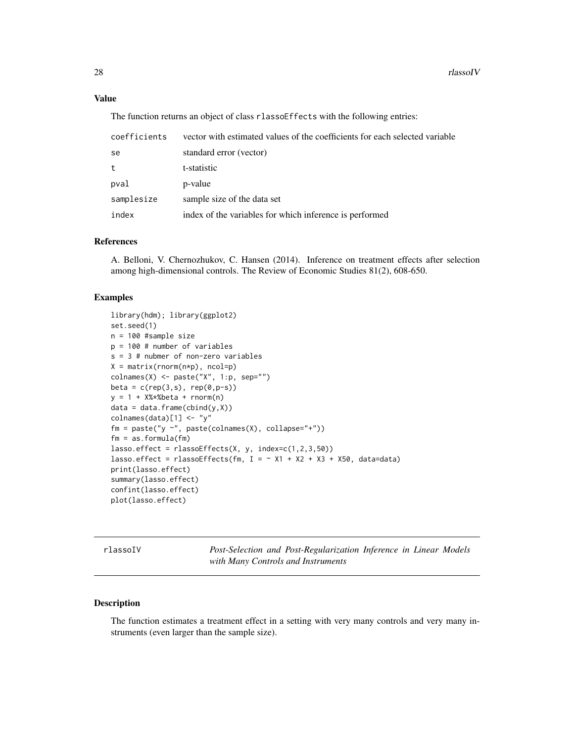### Value

The function returns an object of class `rlassoEffects` with the following entries:

| | |
|---|---|
| coefficients | vector with estimated values of the coefficients for each selected variable |
| se | standard error (vector) |
| t | t-statistic |
| pval | p-value |
| samplesize | sample size of the data set |
| index | index of the variables for which inference is performed |

### References

A. Belloni, V. Chernozhukov, C. Hansen (2014). Inference on treatment effects after selection among high-dimensional controls. The Review of Economic Studies 81(2), 608-650.

### Examples

```
library(hdm); library(ggplot2)
set.seed(1)
n = 100 #sample size
p = 100 # number of variables
s = 3 # nubmer of non-zero variables
X = matrix(rnorm(n*p), ncol=p)
colnames(X) <- paste("X", 1:p, sep="")
beta = c(rep(3,s), rep(0,p-s))
y = 1 + X%*%beta + rnorm(n)
data = data.frame(cbind(y,X))
colnames(data)[1] <- "y"
fm = paste("y ~", paste(colnames(X), collapse="+"))
fm = as.formula(fm)
lasso.effect = rlassoEffects(X, y, index=c(1,2,3,50))
lasso.effect = rlassoEffects(fm, I = ~ X1 + X2 + X3 + X50, data=data)
print(lasso.effect)
summary(lasso.effect)
confint(lasso.effect)
plot(lasso.effect)
```

---

## rlassoIV — *Post-Selection and Post-Regularization Inference in Linear Models with Many Controls and Instruments*

---

### Description

The function estimates a treatment effect in a setting with very many controls and very many instruments (even larger than the sample size).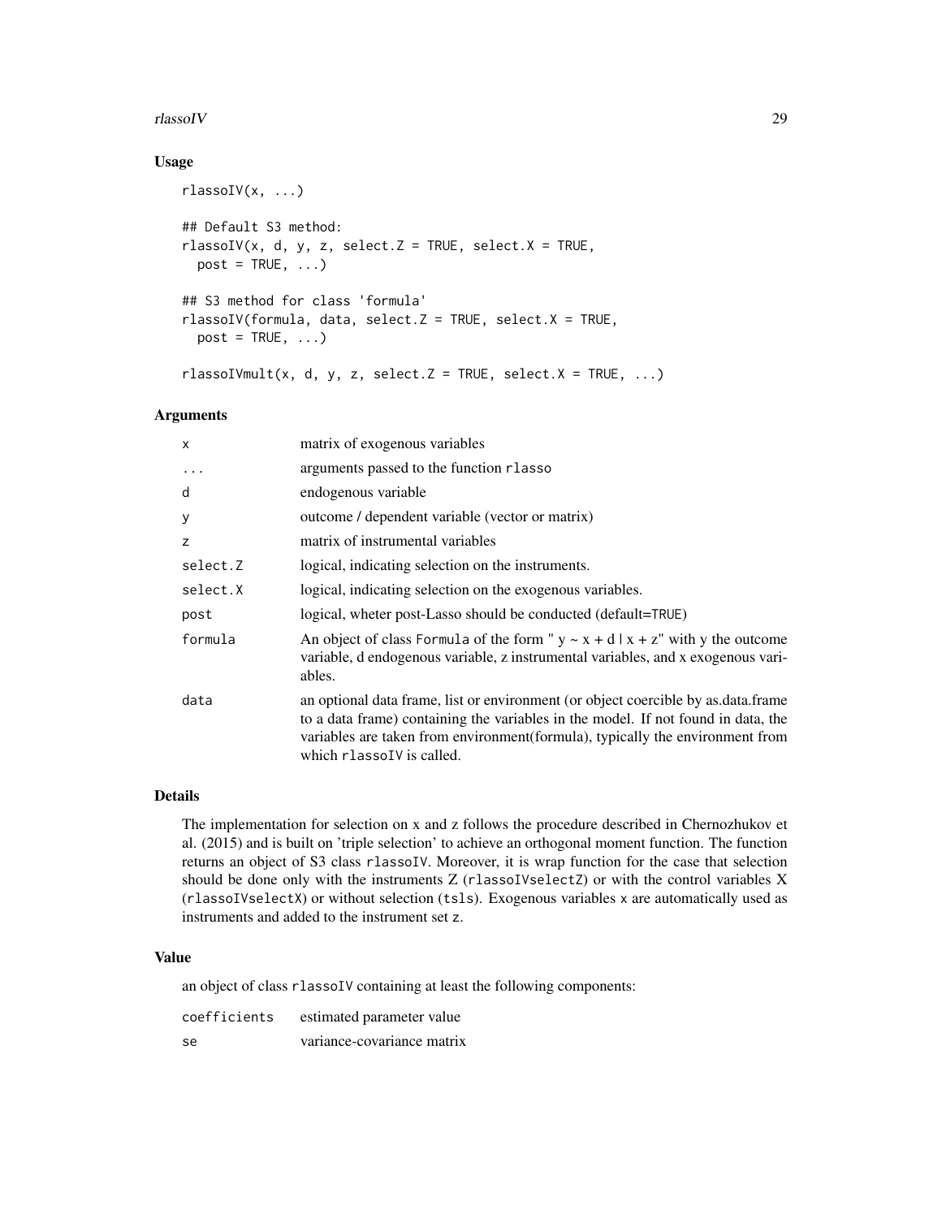### Usage

```
rlassoIV(x, ...)

## Default S3 method:
rlassoIV(x, d, y, z, select.Z = TRUE, select.X = TRUE,
  post = TRUE, ...)

## S3 method for class 'formula'
rlassoIV(formula, data, select.Z = TRUE, select.X = TRUE,
  post = TRUE, ...)

rlassoIVmult(x, d, y, z, select.Z = TRUE, select.X = TRUE, ...)
```

### Arguments

| | |
|---|---|
| x | matrix of exogenous variables |
| ... | arguments passed to the function rlasso |
| d | endogenous variable |
| y | outcome / dependent variable (vector or matrix) |
| z | matrix of instrumental variables |
| select.Z | logical, indicating selection on the instruments. |
| select.X | logical, indicating selection on the exogenous variables. |
| post | logical, wheter post-Lasso should be conducted (default=TRUE) |
| formula | An object of class Formula of the form " y ~ x + d \| x + z" with y the outcome variable, d endogenous variable, z instrumental variables, and x exogenous variables. |
| data | an optional data frame, list or environment (or object coercible by as.data.frame to a data frame) containing the variables in the model. If not found in data, the variables are taken from environment(formula), typically the environment from which rlassoIV is called. |

### Details

The implementation for selection on x and z follows the procedure described in Chernozhukov et al. (2015) and is built on 'triple selection' to achieve an orthogonal moment function. The function returns an object of S3 class rlassoIV. Moreover, it is wrap function for the case that selection should be done only with the instruments Z (rlassoIVselectZ) or with the control variables X (rlassoIVselectX) or without selection (tsls). Exogenous variables x are automatically used as instruments and added to the instrument set z.

### Value

an object of class rlassoIV containing at least the following components:

| | |
|---|---|
| coefficients | estimated parameter value |
| se | variance-covariance matrix |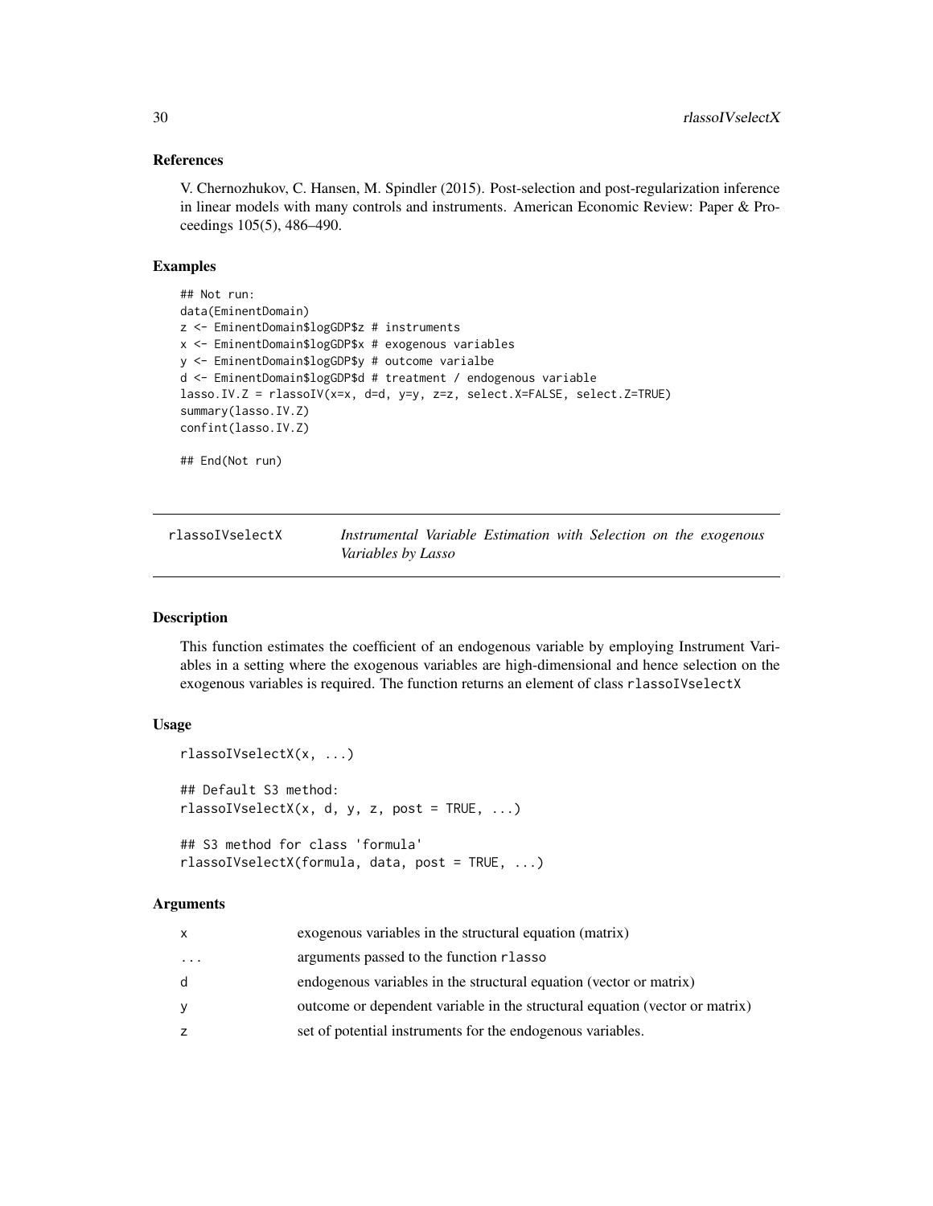### References

V. Chernozhukov, C. Hansen, M. Spindler (2015). Post-selection and post-regularization inference in linear models with many controls and instruments. American Economic Review: Paper & Proceedings 105(5), 486–490.

### Examples

```
## Not run:
data(EminentDomain)
z <- EminentDomain$logGDP$z # instruments
x <- EminentDomain$logGDP$x # exogenous variables
y <- EminentDomain$logGDP$y # outcome varialbe
d <- EminentDomain$logGDP$d # treatment / endogenous variable
lasso.IV.Z = rlassoIV(x=x, d=d, y=y, z=z, select.X=FALSE, select.Z=TRUE)
summary(lasso.IV.Z)
confint(lasso.IV.Z)

## End(Not run)
```

---

## rlassoIVselectX — *Instrumental Variable Estimation with Selection on the exogenous Variables by Lasso*

---

### Description

This function estimates the coefficient of an endogenous variable by employing Instrument Variables in a setting where the exogenous variables are high-dimensional and hence selection on the exogenous variables is required. The function returns an element of class `rlassoIVselectX`

### Usage

```
rlassoIVselectX(x, ...)

## Default S3 method:
rlassoIVselectX(x, d, y, z, post = TRUE, ...)

## S3 method for class 'formula'
rlassoIVselectX(formula, data, post = TRUE, ...)
```

### Arguments

| | |
|---|---|
| x | exogenous variables in the structural equation (matrix) |
| ... | arguments passed to the function rlasso |
| d | endogenous variables in the structural equation (vector or matrix) |
| y | outcome or dependent variable in the structural equation (vector or matrix) |
| z | set of potential instruments for the endogenous variables. |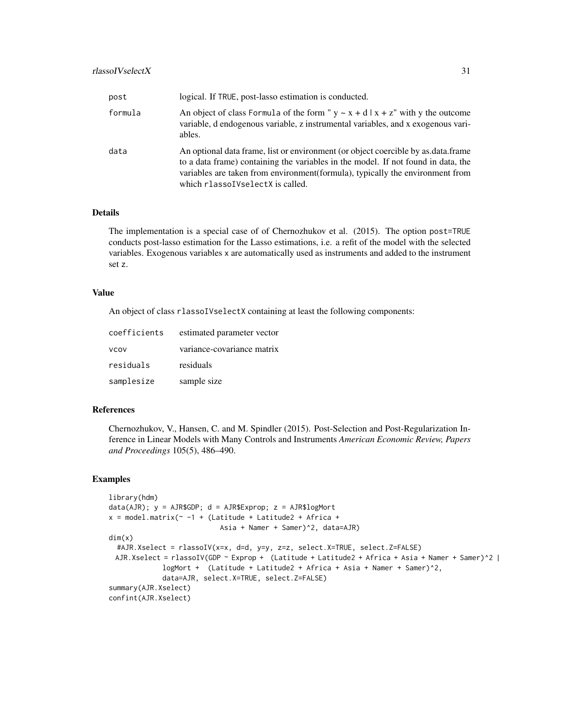| | |
|---|---|
| post | logical. If TRUE, post-lasso estimation is conducted. |
| formula | An object of class Formula of the form " y ~ x + d \| x + z" with y the outcome variable, d endogenous variable, z instrumental variables, and x exogenous variables. |
| data | An optional data frame, list or environment (or object coercible by as.data.frame to a data frame) containing the variables in the model. If not found in data, the variables are taken from environment(formula), typically the environment from which rlassoIVselectX is called. |

### Details

The implementation is a special case of of Chernozhukov et al. (2015). The option post=TRUE conducts post-lasso estimation for the Lasso estimations, i.e. a refit of the model with the selected variables. Exogenous variables x are automatically used as instruments and added to the instrument set z.

### Value

An object of class rlassoIVselectX containing at least the following components:

| | |
|---|---|
| coefficients | estimated parameter vector |
| vcov | variance-covariance matrix |
| residuals | residuals |
| samplesize | sample size |

### References

Chernozhukov, V., Hansen, C. and M. Spindler (2015). Post-Selection and Post-Regularization Inference in Linear Models with Many Controls and Instruments *American Economic Review, Papers and Proceedings* 105(5), 486–490.

### Examples

```
library(hdm)
data(AJR); y = AJR$GDP; d = AJR$Exprop; z = AJR$logMort
x = model.matrix(~ -1 + (Latitude + Latitude2 + Africa +
                         Asia + Namer + Samer)^2, data=AJR)
dim(x)
  #AJR.Xselect = rlassoIV(x=x, d=d, y=y, z=z, select.X=TRUE, select.Z=FALSE)
  AJR.Xselect = rlassoIV(GDP ~ Exprop +  (Latitude + Latitude2 + Africa + Asia + Namer + Samer)^2 |
            logMort +  (Latitude + Latitude2 + Africa + Asia + Namer + Samer)^2,
            data=AJR, select.X=TRUE, select.Z=FALSE)
summary(AJR.Xselect)
confint(AJR.Xselect)
```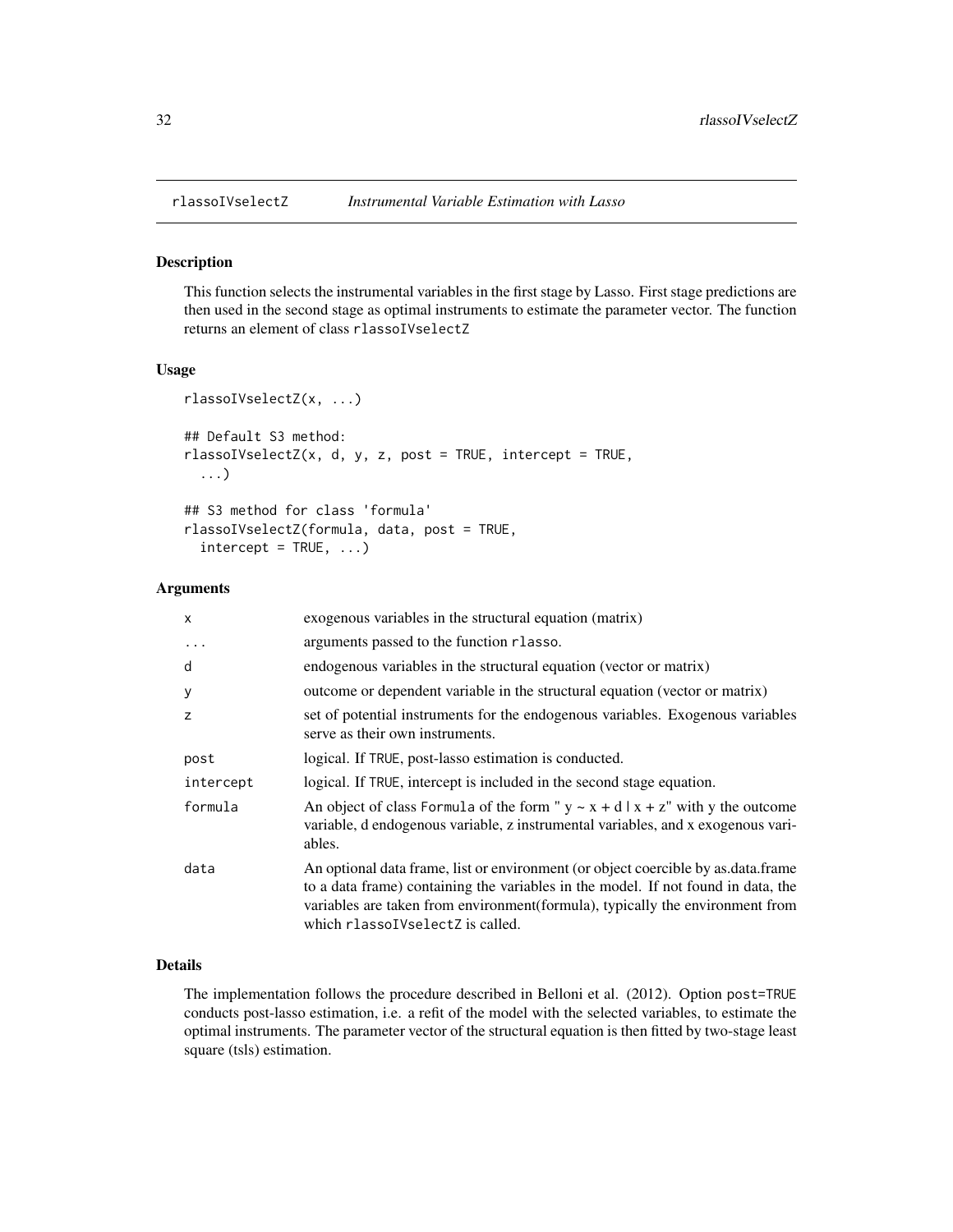## rlassoIVselectZ *Instrumental Variable Estimation with Lasso*

### Description

This function selects the instrumental variables in the first stage by Lasso. First stage predictions are then used in the second stage as optimal instruments to estimate the parameter vector. The function returns an element of class rlassoIVselectZ

### Usage

```
rlassoIVselectZ(x, ...)

## Default S3 method:
rlassoIVselectZ(x, d, y, z, post = TRUE, intercept = TRUE,
  ...)

## S3 method for class 'formula'
rlassoIVselectZ(formula, data, post = TRUE,
  intercept = TRUE, ...)
```

### Arguments

| | |
|---|---|
| x | exogenous variables in the structural equation (matrix) |
| ... | arguments passed to the function rlasso. |
| d | endogenous variables in the structural equation (vector or matrix) |
| y | outcome or dependent variable in the structural equation (vector or matrix) |
| z | set of potential instruments for the endogenous variables. Exogenous variables serve as their own instruments. |
| post | logical. If TRUE, post-lasso estimation is conducted. |
| intercept | logical. If TRUE, intercept is included in the second stage equation. |
| formula | An object of class Formula of the form " y ~ x + d \| x + z" with y the outcome variable, d endogenous variable, z instrumental variables, and x exogenous variables. |
| data | An optional data frame, list or environment (or object coercible by as.data.frame to a data frame) containing the variables in the model. If not found in data, the variables are taken from environment(formula), typically the environment from which rlassoIVselectZ is called. |

### Details

The implementation follows the procedure described in Belloni et al. (2012). Option post=TRUE conducts post-lasso estimation, i.e. a refit of the model with the selected variables, to estimate the optimal instruments. The parameter vector of the structural equation is then fitted by two-stage least square (tsls) estimation.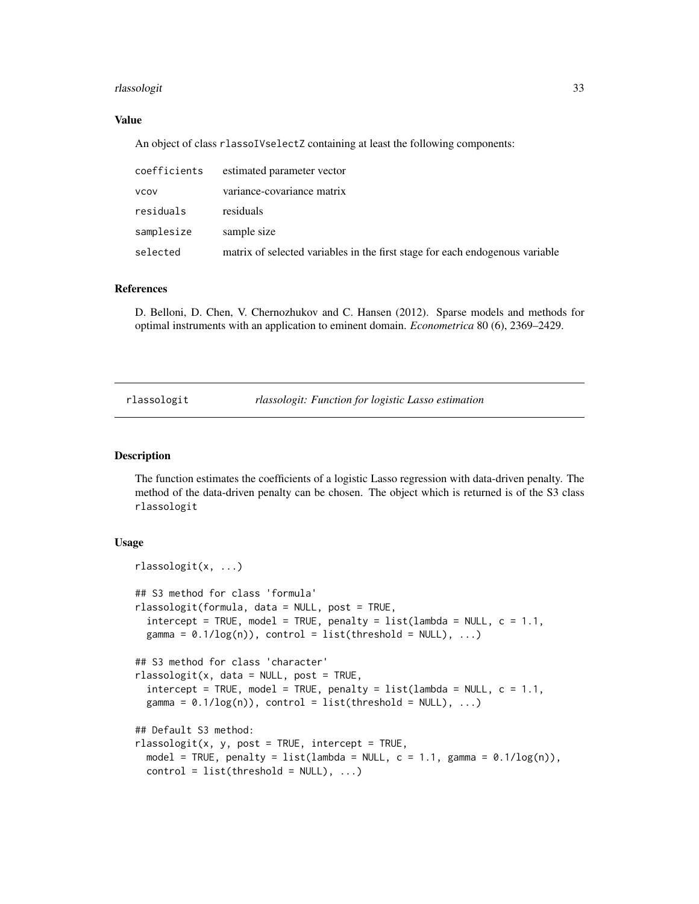### Value

An object of class `rlassoIVselectZ` containing at least the following components:

| | |
|---|---|
| `coefficients` | estimated parameter vector |
| `vcov` | variance-covariance matrix |
| `residuals` | residuals |
| `samplesize` | sample size |
| `selected` | matrix of selected variables in the first stage for each endogenous variable |

### References

D. Belloni, D. Chen, V. Chernozhukov and C. Hansen (2012). Sparse models and methods for optimal instruments with an application to eminent domain. *Econometrica* 80 (6), 2369–2429.

---

## rlassologit — *rlassologit: Function for logistic Lasso estimation*

---

### Description

The function estimates the coefficients of a logistic Lasso regression with data-driven penalty. The method of the data-driven penalty can be chosen. The object which is returned is of the S3 class `rlassologit`

### Usage

```
rlassologit(x, ...)

## S3 method for class 'formula'
rlassologit(formula, data = NULL, post = TRUE,
  intercept = TRUE, model = TRUE, penalty = list(lambda = NULL, c = 1.1,
  gamma = 0.1/log(n)), control = list(threshold = NULL), ...)

## S3 method for class 'character'
rlassologit(x, data = NULL, post = TRUE,
  intercept = TRUE, model = TRUE, penalty = list(lambda = NULL, c = 1.1,
  gamma = 0.1/log(n)), control = list(threshold = NULL), ...)

## Default S3 method:
rlassologit(x, y, post = TRUE, intercept = TRUE,
  model = TRUE, penalty = list(lambda = NULL, c = 1.1, gamma = 0.1/log(n)),
  control = list(threshold = NULL), ...)
```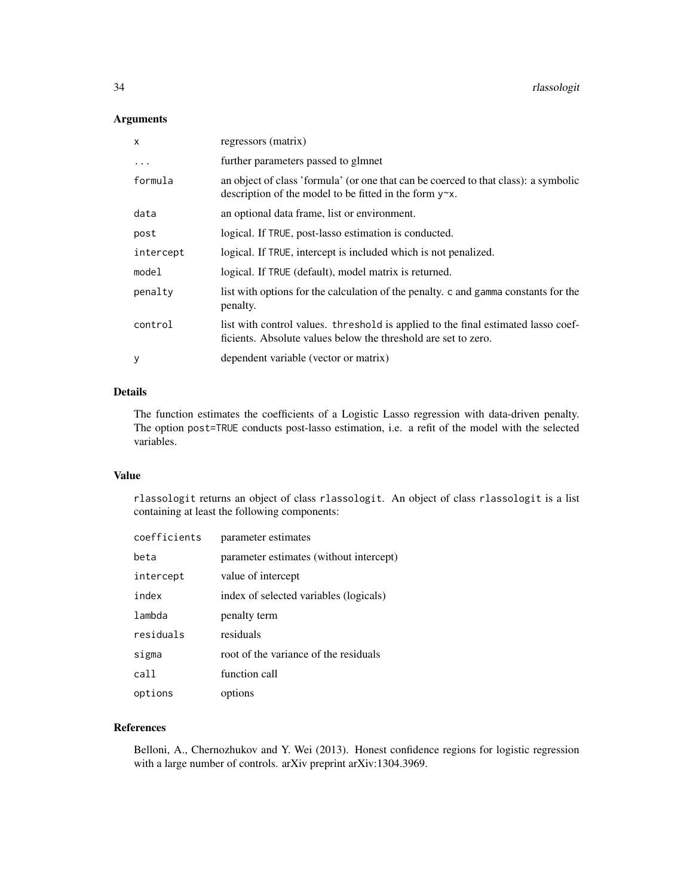## Arguments

| | |
|---|---|
| x | regressors (matrix) |
| ... | further parameters passed to glmnet |
| formula | an object of class 'formula' (or one that can be coerced to that class): a symbolic description of the model to be fitted in the form y~x. |
| data | an optional data frame, list or environment. |
| post | logical. If TRUE, post-lasso estimation is conducted. |
| intercept | logical. If TRUE, intercept is included which is not penalized. |
| model | logical. If TRUE (default), model matrix is returned. |
| penalty | list with options for the calculation of the penalty. c and gamma constants for the penalty. |
| control | list with control values. threshold is applied to the final estimated lasso coefficients. Absolute values below the threshold are set to zero. |
| y | dependent variable (vector or matrix) |

## Details

The function estimates the coefficients of a Logistic Lasso regression with data-driven penalty. The option post=TRUE conducts post-lasso estimation, i.e. a refit of the model with the selected variables.

## Value

rlassologit returns an object of class rlassologit. An object of class rlassologit is a list containing at least the following components:

| | |
|---|---|
| coefficients | parameter estimates |
| beta | parameter estimates (without intercept) |
| intercept | value of intercept |
| index | index of selected variables (logicals) |
| lambda | penalty term |
| residuals | residuals |
| sigma | root of the variance of the residuals |
| call | function call |
| options | options |

## References

Belloni, A., Chernozhukov and Y. Wei (2013). Honest confidence regions for logistic regression with a large number of controls. arXiv preprint arXiv:1304.3969.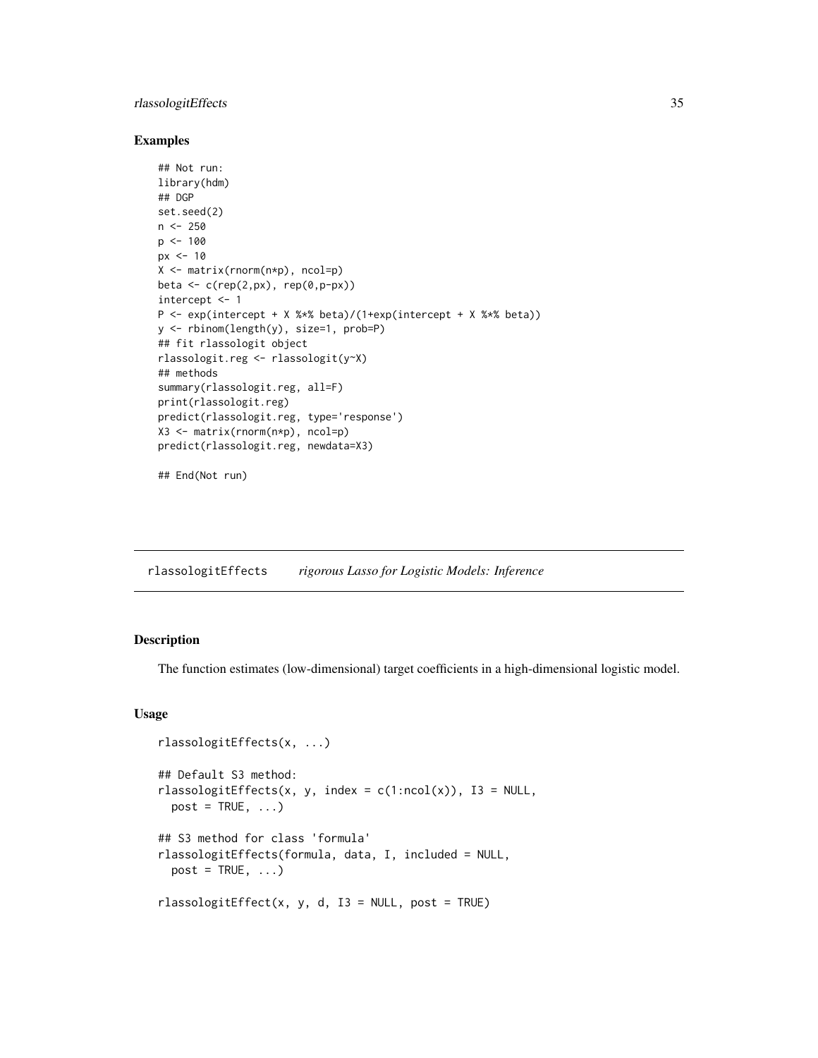### Examples

```
## Not run:
library(hdm)
## DGP
set.seed(2)
n <- 250
p <- 100
px <- 10
X <- matrix(rnorm(n*p), ncol=p)
beta <- c(rep(2,px), rep(0,p-px))
intercept <- 1
P <- exp(intercept + X %*% beta)/(1+exp(intercept + X %*% beta))
y <- rbinom(length(y), size=1, prob=P)
## fit rlassologit object
rlassologit.reg <- rlassologit(y~X)
## methods
summary(rlassologit.reg, all=F)
print(rlassologit.reg)
predict(rlassologit.reg, type='response')
X3 <- matrix(rnorm(n*p), ncol=p)
predict(rlassologit.reg, newdata=X3)

## End(Not run)
```

---

## rlassologitEffects *rigorous Lasso for Logistic Models: Inference*

---

### Description

The function estimates (low-dimensional) target coefficients in a high-dimensional logistic model.

### Usage

```
rlassologitEffects(x, ...)

## Default S3 method:
rlassologitEffects(x, y, index = c(1:ncol(x)), I3 = NULL,
  post = TRUE, ...)

## S3 method for class 'formula'
rlassologitEffects(formula, data, I, included = NULL,
  post = TRUE, ...)

rlassologitEffect(x, y, d, I3 = NULL, post = TRUE)
```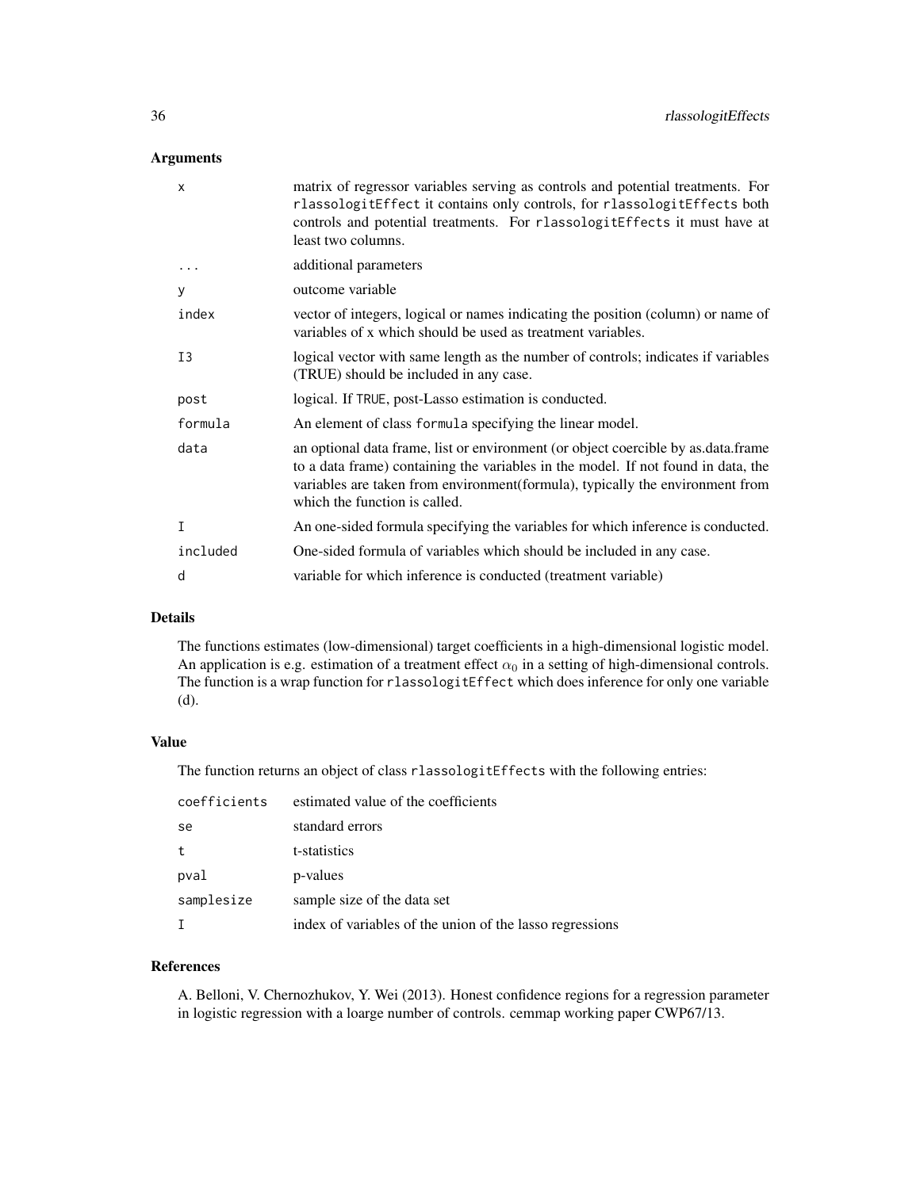## Arguments

| | |
|---|---|
| `x` | matrix of regressor variables serving as controls and potential treatments. For `rlassologitEffect` it contains only controls, for `rlassologitEffects` both controls and potential treatments. For `rlassologitEffects` it must have at least two columns. |
| `...` | additional parameters |
| `y` | outcome variable |
| `index` | vector of integers, logical or names indicating the position (column) or name of variables of x which should be used as treatment variables. |
| `I3` | logical vector with same length as the number of controls; indicates if variables (TRUE) should be included in any case. |
| `post` | logical. If `TRUE`, post-Lasso estimation is conducted. |
| `formula` | An element of class `formula` specifying the linear model. |
| `data` | an optional data frame, list or environment (or object coercible by as.data.frame to a data frame) containing the variables in the model. If not found in data, the variables are taken from environment(formula), typically the environment from which the function is called. |
| `I` | An one-sided formula specifying the variables for which inference is conducted. |
| `included` | One-sided formula of variables which should be included in any case. |
| `d` | variable for which inference is conducted (treatment variable) |

## Details

The functions estimates (low-dimensional) target coefficients in a high-dimensional logistic model. An application is e.g. estimation of a treatment effect $\alpha_0$ in a setting of high-dimensional controls. The function is a wrap function for `rlassologitEffect` which does inference for only one variable (d).

## Value

The function returns an object of class `rlassologitEffects` with the following entries:

| | |
|---|---|
| `coefficients` | estimated value of the coefficients |
| `se` | standard errors |
| `t` | t-statistics |
| `pval` | p-values |
| `samplesize` | sample size of the data set |
| `I` | index of variables of the union of the lasso regressions |

## References

A. Belloni, V. Chernozhukov, Y. Wei (2013). Honest confidence regions for a regression parameter in logistic regression with a loarge number of controls. cemmap working paper CWP67/13.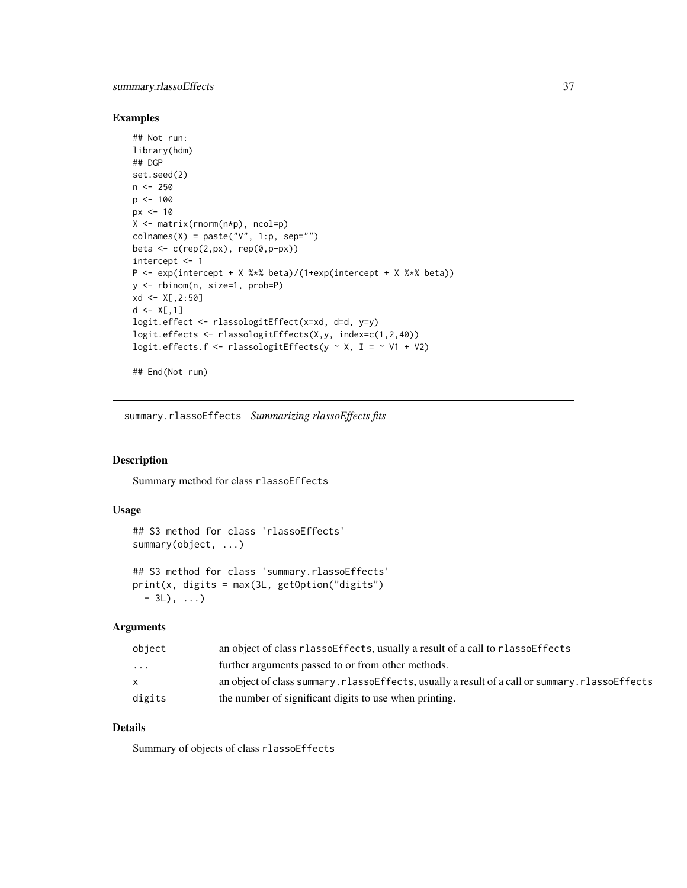## Examples

```
## Not run:
library(hdm)
## DGP
set.seed(2)
n <- 250
p <- 100
px <- 10
X <- matrix(rnorm(n*p), ncol=p)
colnames(X) = paste("V", 1:p, sep="")
beta <- c(rep(2,px), rep(0,p-px))
intercept <- 1
P <- exp(intercept + X %*% beta)/(1+exp(intercept + X %*% beta))
y <- rbinom(n, size=1, prob=P)
xd <- X[,2:50]
d <- X[,1]
logit.effect <- rlassologitEffect(x=xd, d=d, y=y)
logit.effects <- rlassologitEffects(X,y, index=c(1,2,40))
logit.effects.f <- rlassologitEffects(y ~ X, I = ~ V1 + V2)

## End(Not run)
```

# summary.rlassoEffects *Summarizing rlassoEffects fits*

## Description

Summary method for class `rlassoEffects`

## Usage

```
## S3 method for class 'rlassoEffects'
summary(object, ...)

## S3 method for class 'summary.rlassoEffects'
print(x, digits = max(3L, getOption("digits")
  - 3L), ...)
```

## Arguments

| | |
|---|---|
| `object` | an object of class `rlassoEffects`, usually a result of a call to `rlassoEffects` |
| `...` | further arguments passed to or from other methods. |
| `x` | an object of class `summary.rlassoEffects`, usually a result of a call or `summary.rlassoEffects` |
| `digits` | the number of significant digits to use when printing. |

## Details

Summary of objects of class `rlassoEffects`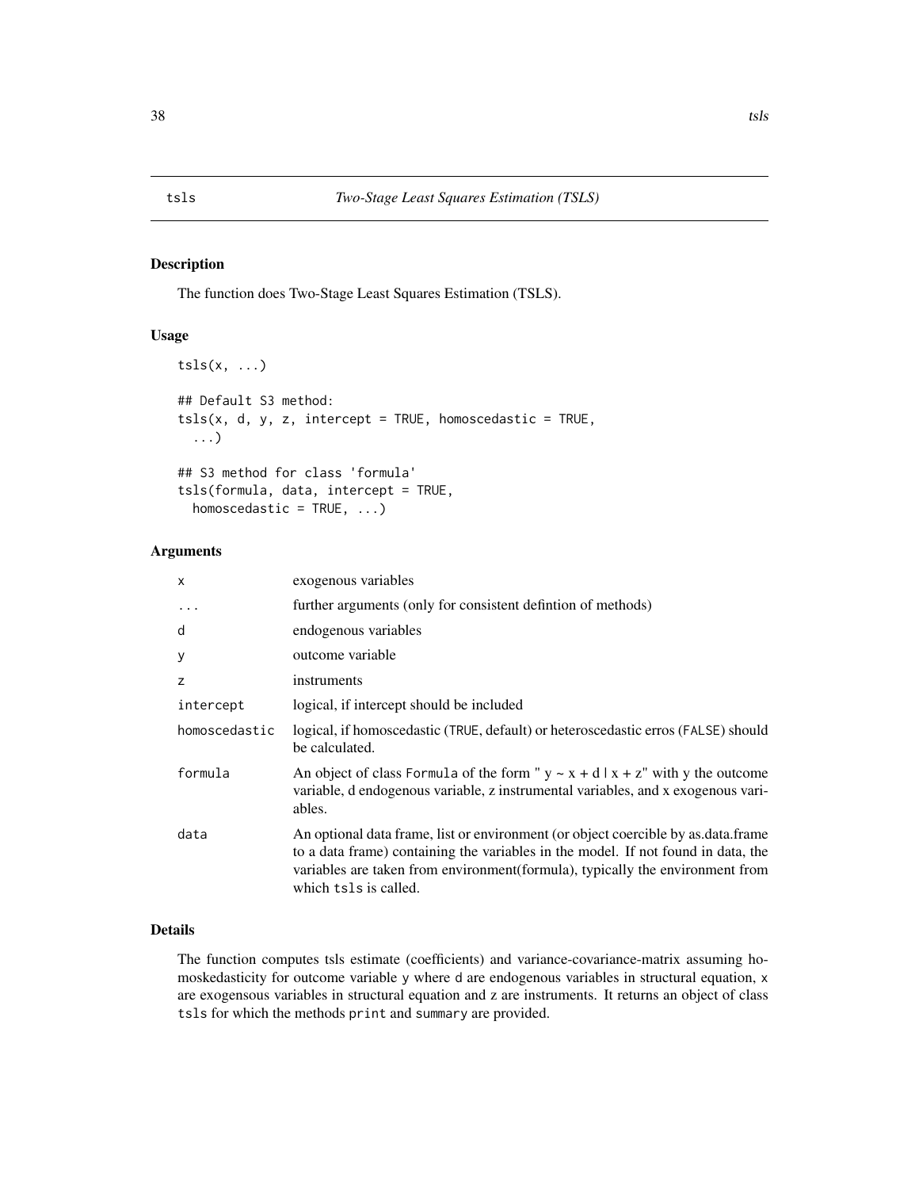# tsls — *Two-Stage Least Squares Estimation (TSLS)*

## Description

The function does Two-Stage Least Squares Estimation (TSLS).

## Usage

```
tsls(x, ...)

## Default S3 method:
tsls(x, d, y, z, intercept = TRUE, homoscedastic = TRUE,
  ...)

## S3 method for class 'formula'
tsls(formula, data, intercept = TRUE,
  homoscedastic = TRUE, ...)
```

## Arguments

| | |
|---|---|
| `x` | exogenous variables |
| `...` | further arguments (only for consistent defintion of methods) |
| `d` | endogenous variables |
| `y` | outcome variable |
| `z` | instruments |
| `intercept` | logical, if intercept should be included |
| `homoscedastic` | logical, if homoscedastic (`TRUE`, default) or heteroscedastic erros (`FALSE`) should be calculated. |
| `formula` | An object of class `Formula` of the form " y ~ x + d \| x + z" with y the outcome variable, d endogenous variable, z instrumental variables, and x exogenous variables. |
| `data` | An optional data frame, list or environment (or object coercible by as.data.frame to a data frame) containing the variables in the model. If not found in data, the variables are taken from environment(formula), typically the environment from which `tsls` is called. |

## Details

The function computes tsls estimate (coefficients) and variance-covariance-matrix assuming homoskedasticity for outcome variable `y` where `d` are endogenous variables in structural equation, `x` are exogensous variables in structural equation and `z` are instruments. It returns an object of class `tsls` for which the methods `print` and `summary` are provided.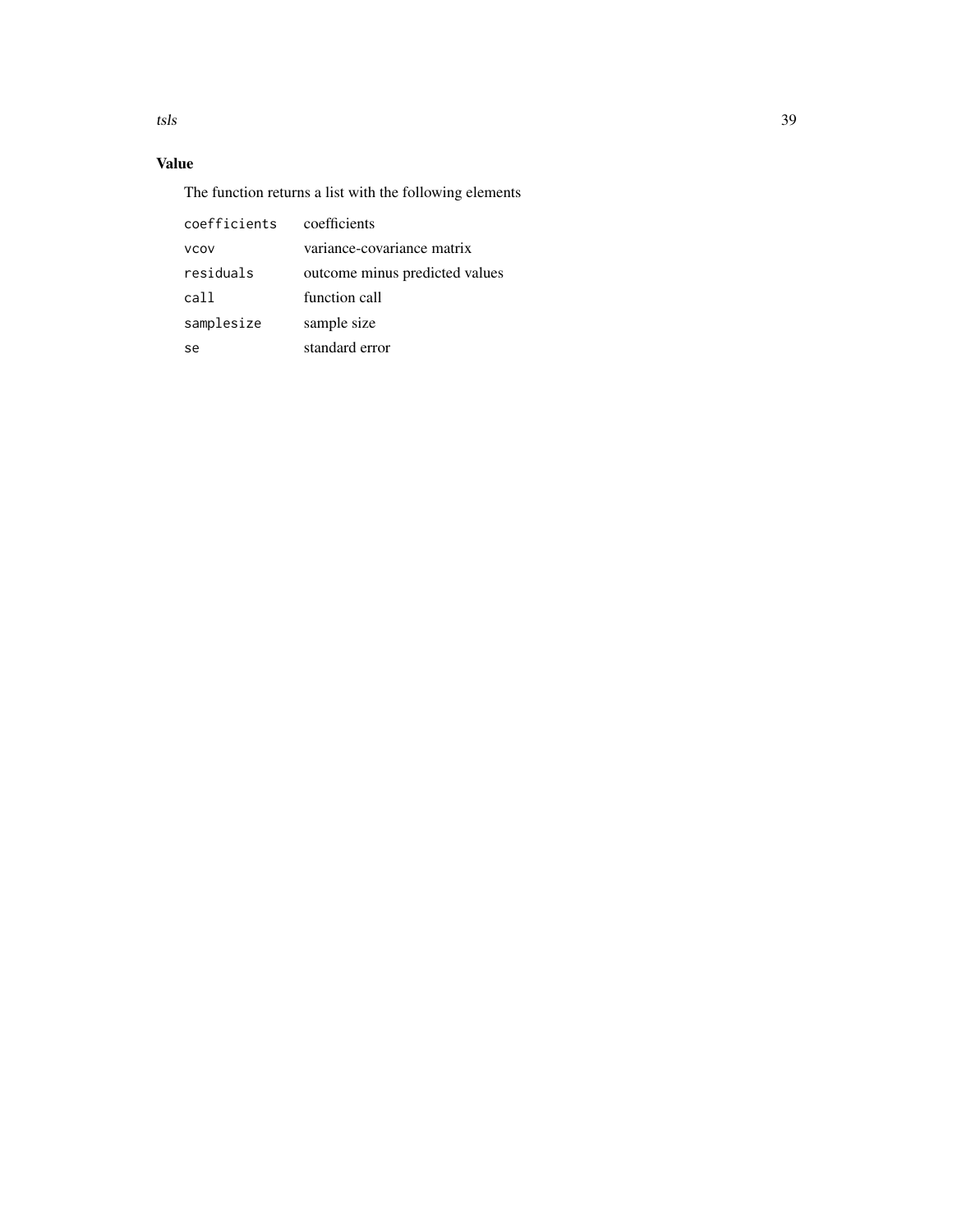### Value

The function returns a list with the following elements

| | |
|---|---|
| `coefficients` | coefficients |
| `vcov` | variance-covariance matrix |
| `residuals` | outcome minus predicted values |
| `call` | function call |
| `samplesize` | sample size |
| `se` | standard error |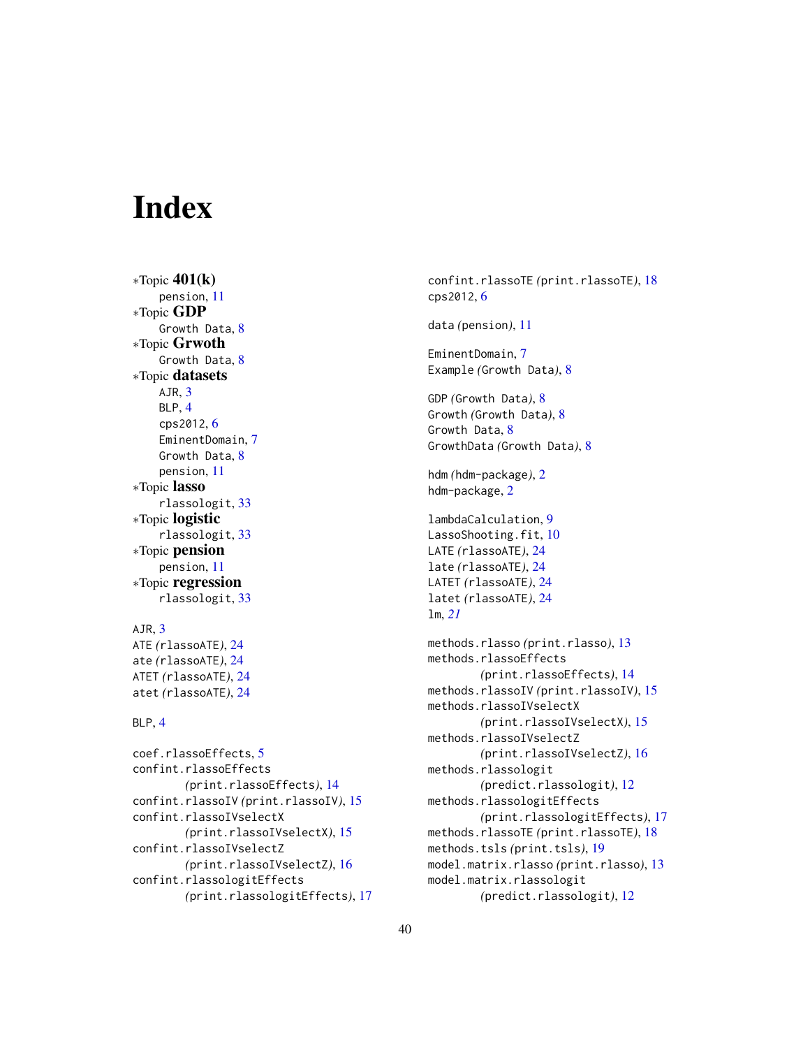# Index

*Topic **401(k)**
  pension, 11
*Topic **GDP**
  Growth Data, 8
*Topic **Grwoth**
  Growth Data, 8
*Topic **datasets**
  AJR, 3
  BLP, 4
  cps2012, 6
  EminentDomain, 7
  Growth Data, 8
  pension, 11
*Topic **lasso**
  rlassologit, 33
*Topic **logistic**
  rlassologit, 33
*Topic **pension**
  pension, 11
*Topic **regression**
  rlassologit, 33

AJR, 3
ATE *(rlassoATE)*, 24
ate *(rlassoATE)*, 24
ATET *(rlassoATE)*, 24
atet *(rlassoATE)*, 24

BLP, 4

coef.rlassoEffects, 5
confint.rlassoEffects *(print.rlassoEffects)*, 14
confint.rlassoIV *(print.rlassoIV)*, 15
confint.rlassoIVselectX *(print.rlassoIVselectX)*, 15
confint.rlassoIVselectZ *(print.rlassoIVselectZ)*, 16
confint.rlassologitEffects *(print.rlassologitEffects)*, 17
confint.rlassoTE *(print.rlassoTE)*, 18
cps2012, 6

data *(pension)*, 11

EminentDomain, 7
Example *(Growth Data)*, 8

GDP *(Growth Data)*, 8
Growth *(Growth Data)*, 8
Growth Data, 8
GrowthData *(Growth Data)*, 8

hdm *(hdm-package)*, 2
hdm-package, 2

lambdaCalculation, 9
LassoShooting.fit, 10
LATE *(rlassoATE)*, 24
late *(rlassoATE)*, 24
LATET *(rlassoATE)*, 24
latet *(rlassoATE)*, 24
lm, *21*

methods.rlasso *(print.rlasso)*, 13
methods.rlassoEffects *(print.rlassoEffects)*, 14
methods.rlassoIV *(print.rlassoIV)*, 15
methods.rlassoIVselectX *(print.rlassoIVselectX)*, 15
methods.rlassoIVselectZ *(print.rlassoIVselectZ)*, 16
methods.rlassologit *(predict.rlassologit)*, 12
methods.rlassologitEffects *(print.rlassologitEffects)*, 17
methods.rlassoTE *(print.rlassoTE)*, 18
methods.tsls *(print.tsls)*, 19
model.matrix.rlasso *(print.rlasso)*, 13
model.matrix.rlassologit *(predict.rlassologit)*, 12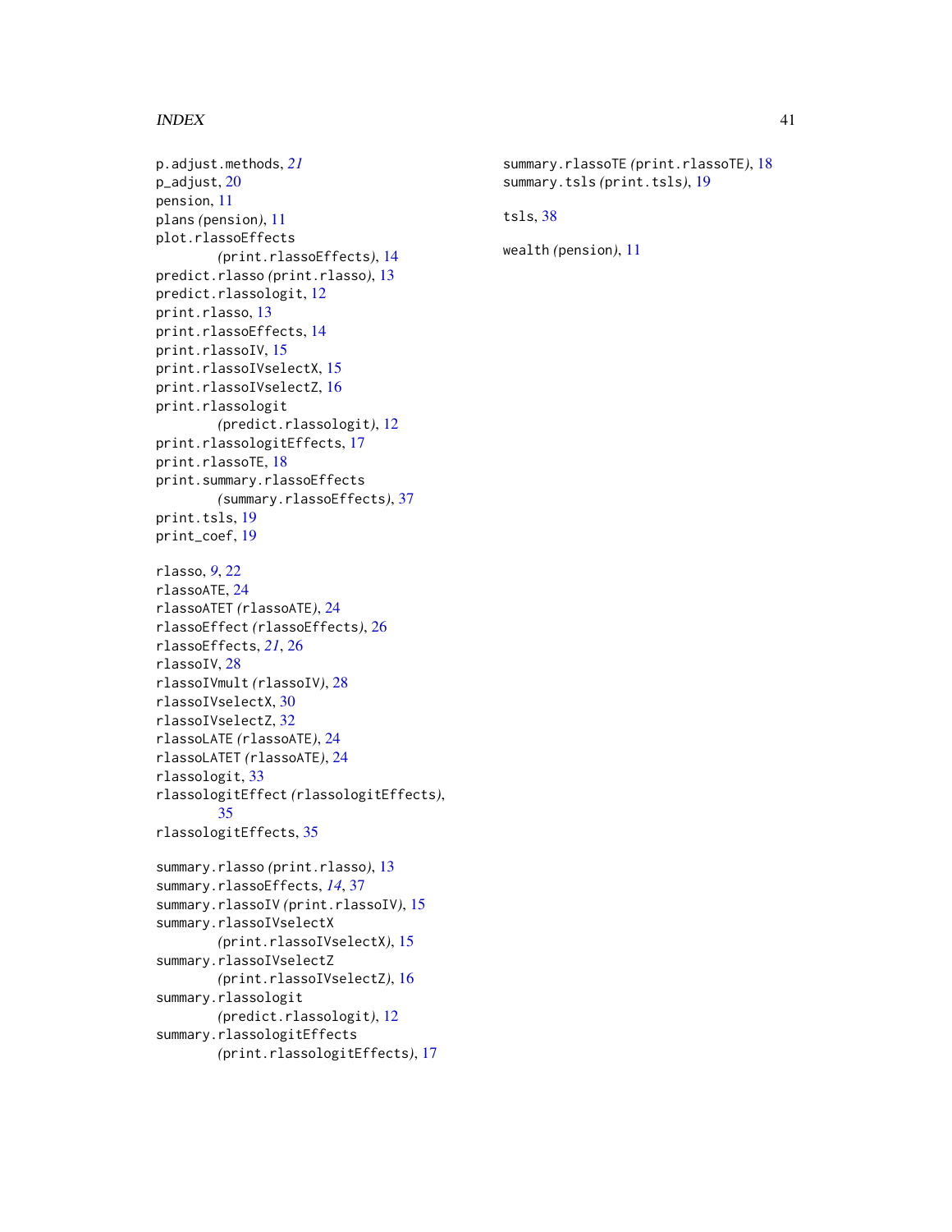p.adjust.methods, *21*
p_adjust, 20
pension, 11
plans *(*pension*)*, 11
plot.rlassoEffects
        *(*print.rlassoEffects*)*, 14
predict.rlasso *(*print.rlasso*)*, 13
predict.rlassologit, 12
print.rlasso, 13
print.rlassoEffects, 14
print.rlassoIV, 15
print.rlassoIVselectX, 15
print.rlassoIVselectZ, 16
print.rlassologit
        *(*predict.rlassologit*)*, 12
print.rlassologitEffects, 17
print.rlassoTE, 18
print.summary.rlassoEffects
        *(*summary.rlassoEffects*)*, 37
print.tsls, 19
print_coef, 19

rlasso, *9*, 22
rlassoATE, 24
rlassoATET *(*rlassoATE*)*, 24
rlassoEffect *(*rlassoEffects*)*, 26
rlassoEffects, *21*, 26
rlassoIV, 28
rlassoIVmult *(*rlassoIV*)*, 28
rlassoIVselectX, 30
rlassoIVselectZ, 32
rlassoLATE *(*rlassoATE*)*, 24
rlassoLATET *(*rlassoATE*)*, 24
rlassologit, 33
rlassologitEffect *(*rlassologitEffects*)*,
        35
rlassologitEffects, 35

summary.rlasso *(*print.rlasso*)*, 13
summary.rlassoEffects, *14*, 37
summary.rlassoIV *(*print.rlassoIV*)*, 15
summary.rlassoIVselectX
        *(*print.rlassoIVselectX*)*, 15
summary.rlassoIVselectZ
        *(*print.rlassoIVselectZ*)*, 16
summary.rlassologit
        *(*predict.rlassologit*)*, 12
summary.rlassologitEffects
        *(*print.rlassologitEffects*)*, 17
summary.rlassoTE *(*print.rlassoTE*)*, 18
summary.tsls *(*print.tsls*)*, 19

tsls, 38

wealth *(*pension*)*, 11